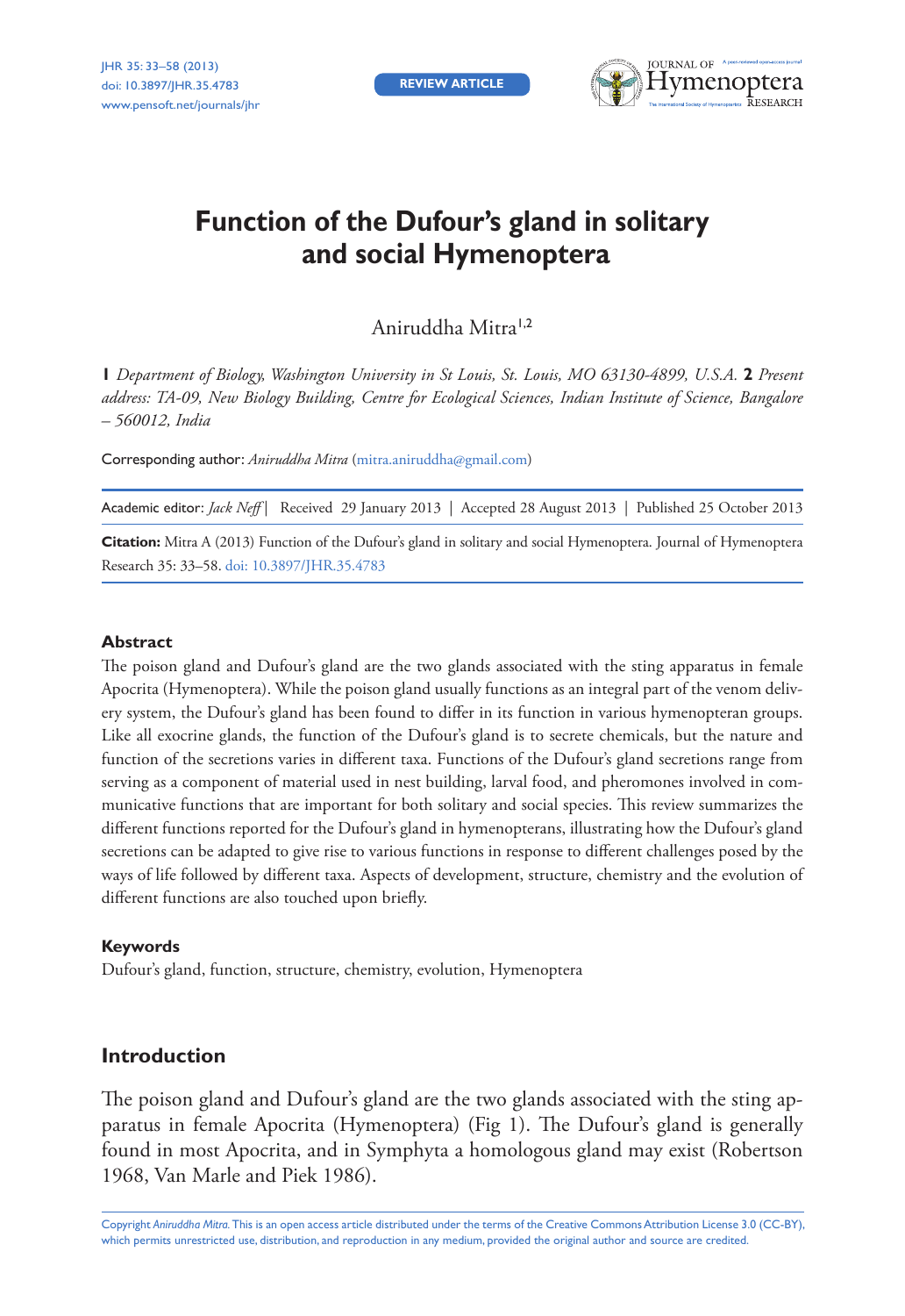REVIEW ARTICLE

# Function of the Dufour's gland in solitary and social Hymenoptera

Aniruddha Mitra[1,2]

**1** *Department of Biology, Washington University in St Louis, St. Louis, MO 63130-4899, U.S.A.* **2** *Present address: TA-09, New Biology Building, Centre for Ecological Sciences, Indian Institute of Science, Bangalore – 560012, India*

Corresponding author: *Aniruddha Mitra* (mitra.aniruddha@gmail.com)

Academic editor: *Jack Neff* | Received 29 January 2013 | Accepted 28 August 2013 | Published 25 October 2013

**Citation:** Mitra A (2013) Function of the Dufour's gland in solitary and social Hymenoptera. Journal of Hymenoptera Research 35: 33–58. doi: 10.3897/JHR.35.4783

## Abstract

The poison gland and Dufour's gland are the two glands associated with the sting apparatus in female Apocrita (Hymenoptera). While the poison gland usually functions as an integral part of the venom delivery system, the Dufour's gland has been found to differ in its function in various hymenopteran groups. Like all exocrine glands, the function of the Dufour's gland is to secrete chemicals, but the nature and function of the secretions varies in different taxa. Functions of the Dufour's gland secretions range from serving as a component of material used in nest building, larval food, and pheromones involved in communicative functions that are important for both solitary and social species. This review summarizes the different functions reported for the Dufour's gland in hymenopterans, illustrating how the Dufour's gland secretions can be adapted to give rise to various functions in response to different challenges posed by the ways of life followed by different taxa. Aspects of development, structure, chemistry and the evolution of different functions are also touched upon briefly.

### Keywords

Dufour's gland, function, structure, chemistry, evolution, Hymenoptera

## Introduction

The poison gland and Dufour's gland are the two glands associated with the sting apparatus in female Apocrita (Hymenoptera) (Fig 1). The Dufour's gland is generally found in most Apocrita, and in Symphyta a homologous gland may exist (Robertson 1968, Van Marle and Piek 1986).

Copyright *Aniruddha Mitra.* This is an open access article distributed under the terms of the Creative Commons Attribution License 3.0 (CC-BY), which permits unrestricted use, distribution, and reproduction in any medium, provided the original author and source are credited.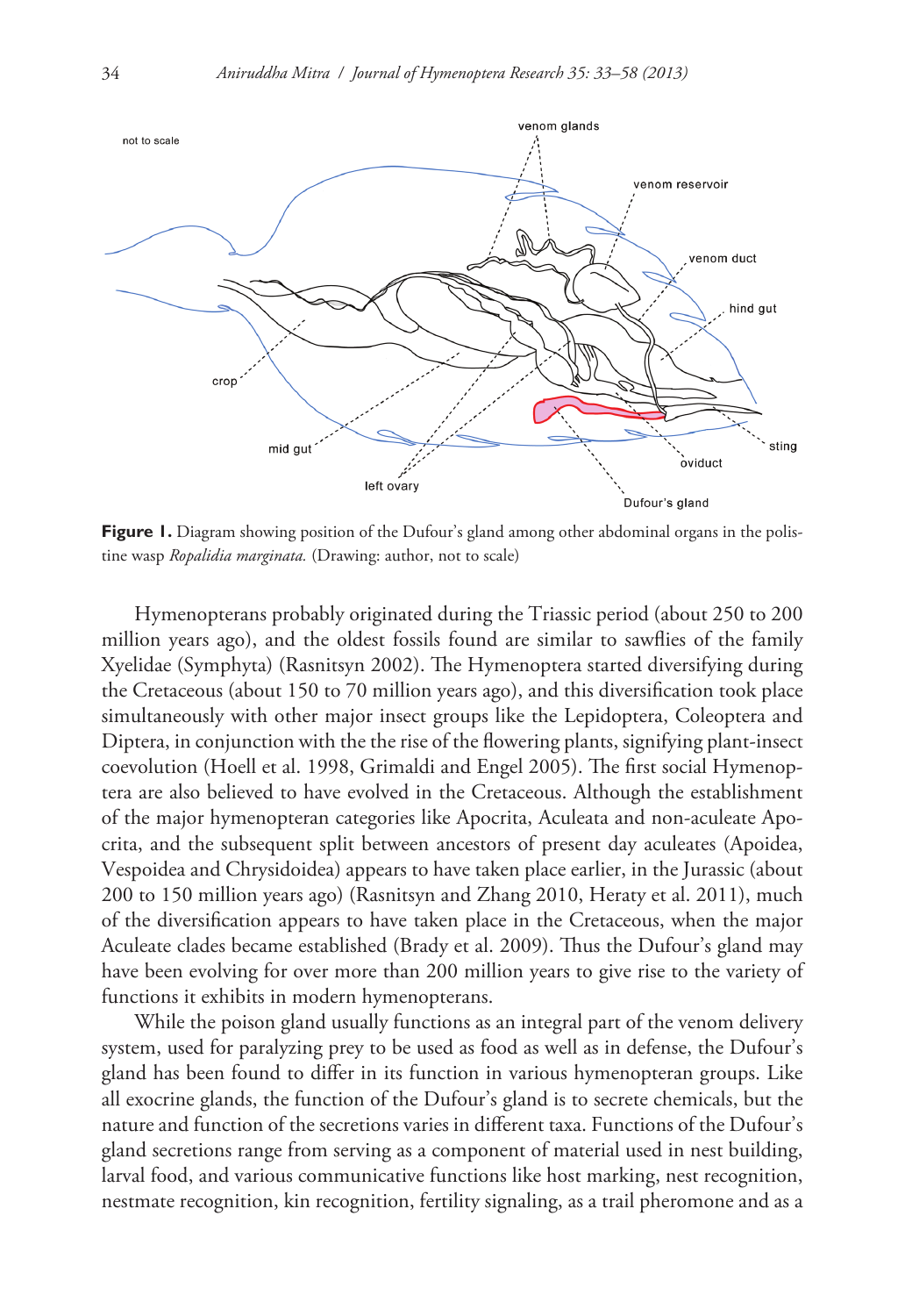**Figure 1.** Diagram showing position of the Dufour's gland among other abdominal organs in the polistine wasp *Ropalidia marginata.* (Drawing: author, not to scale)

Hymenopterans probably originated during the Triassic period (about 250 to 200 million years ago), and the oldest fossils found are similar to sawflies of the family Xyelidae (Symphyta) (Rasnitsyn 2002). The Hymenoptera started diversifying during the Cretaceous (about 150 to 70 million years ago), and this diversification took place simultaneously with other major insect groups like the Lepidoptera, Coleoptera and Diptera, in conjunction with the the rise of the flowering plants, signifying plant-insect coevolution (Hoell et al. 1998, Grimaldi and Engel 2005). The first social Hymenoptera are also believed to have evolved in the Cretaceous. Although the establishment of the major hymenopteran categories like Apocrita, Aculeata and non-aculeate Apocrita, and the subsequent split between ancestors of present day aculeates (Apoidea, Vespoidea and Chrysidoidea) appears to have taken place earlier, in the Jurassic (about 200 to 150 million years ago) (Rasnitsyn and Zhang 2010, Heraty et al. 2011), much of the diversification appears to have taken place in the Cretaceous, when the major Aculeate clades became established (Brady et al. 2009). Thus the Dufour's gland may have been evolving for over more than 200 million years to give rise to the variety of functions it exhibits in modern hymenopterans.

While the poison gland usually functions as an integral part of the venom delivery system, used for paralyzing prey to be used as food as well as in defense, the Dufour's gland has been found to differ in its function in various hymenopteran groups. Like all exocrine glands, the function of the Dufour's gland is to secrete chemicals, but the nature and function of the secretions varies in different taxa. Functions of the Dufour's gland secretions range from serving as a component of material used in nest building, larval food, and various communicative functions like host marking, nest recognition, nestmate recognition, kin recognition, fertility signaling, as a trail pheromone and as a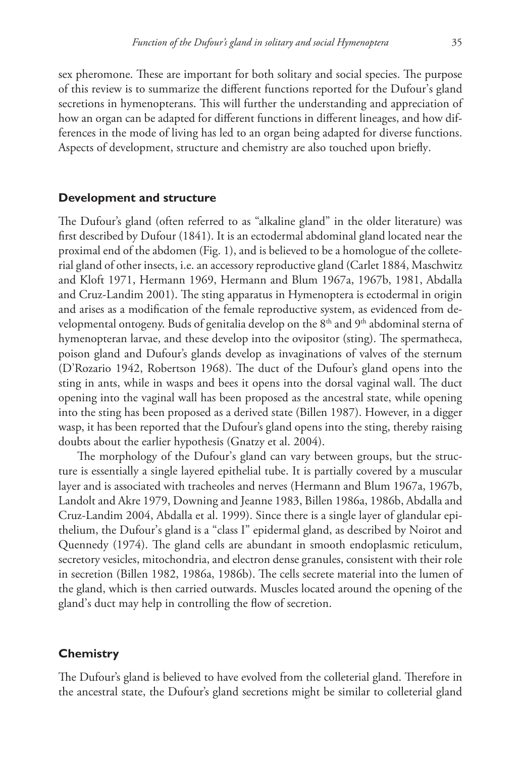sex pheromone. These are important for both solitary and social species. The purpose of this review is to summarize the different functions reported for the Dufour's gland secretions in hymenopterans. This will further the understanding and appreciation of how an organ can be adapted for different functions in different lineages, and how differences in the mode of living has led to an organ being adapted for diverse functions. Aspects of development, structure and chemistry are also touched upon briefly.

## Development and structure

The Dufour's gland (often referred to as "alkaline gland" in the older literature) was first described by Dufour (1841). It is an ectodermal abdominal gland located near the proximal end of the abdomen (Fig. 1), and is believed to be a homologue of the colleterial gland of other insects, i.e. an accessory reproductive gland (Carlet 1884, Maschwitz and Kloft 1971, Hermann 1969, Hermann and Blum 1967a, 1967b, 1981, Abdalla and Cruz-Landim 2001). The sting apparatus in Hymenoptera is ectodermal in origin and arises as a modification of the female reproductive system, as evidenced from developmental ontogeny. Buds of genitalia develop on the 8th and 9th abdominal sterna of hymenopteran larvae, and these develop into the ovipositor (sting). The spermatheca, poison gland and Dufour's glands develop as invaginations of valves of the sternum (D'Rozario 1942, Robertson 1968). The duct of the Dufour's gland opens into the sting in ants, while in wasps and bees it opens into the dorsal vaginal wall. The duct opening into the vaginal wall has been proposed as the ancestral state, while opening into the sting has been proposed as a derived state (Billen 1987). However, in a digger wasp, it has been reported that the Dufour's gland opens into the sting, thereby raising doubts about the earlier hypothesis (Gnatzy et al. 2004).

The morphology of the Dufour's gland can vary between groups, but the structure is essentially a single layered epithelial tube. It is partially covered by a muscular layer and is associated with tracheoles and nerves (Hermann and Blum 1967a, 1967b, Landolt and Akre 1979, Downing and Jeanne 1983, Billen 1986a, 1986b, Abdalla and Cruz-Landim 2004, Abdalla et al. 1999). Since there is a single layer of glandular epithelium, the Dufour's gland is a "class I" epidermal gland, as described by Noirot and Quennedy (1974). The gland cells are abundant in smooth endoplasmic reticulum, secretory vesicles, mitochondria, and electron dense granules, consistent with their role in secretion (Billen 1982, 1986a, 1986b). The cells secrete material into the lumen of the gland, which is then carried outwards. Muscles located around the opening of the gland's duct may help in controlling the flow of secretion.

## Chemistry

The Dufour's gland is believed to have evolved from the colleterial gland. Therefore in the ancestral state, the Dufour's gland secretions might be similar to colleterial gland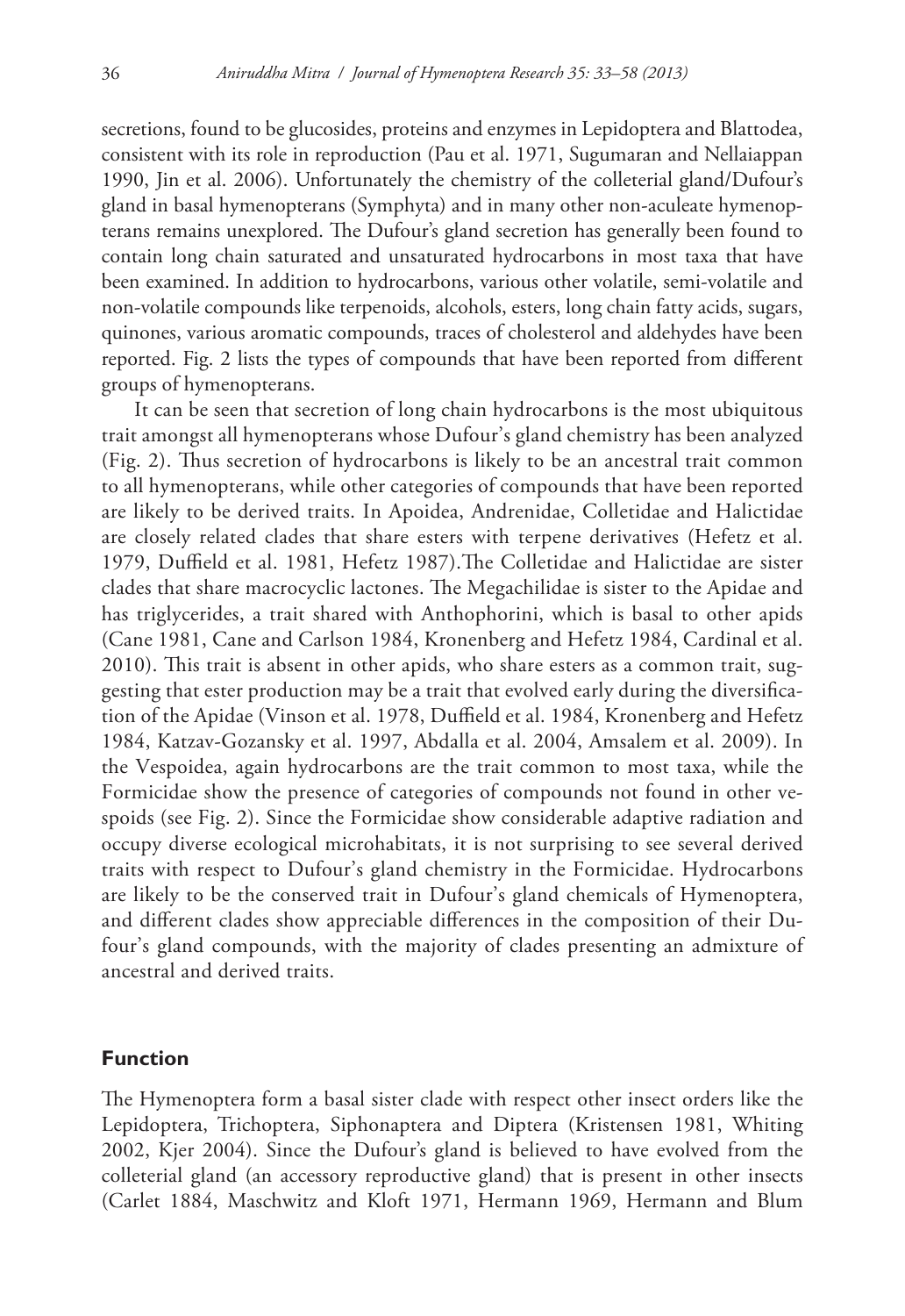secretions, found to be glucosides, proteins and enzymes in Lepidoptera and Blattodea, consistent with its role in reproduction (Pau et al. 1971, Sugumaran and Nellaiappan 1990, Jin et al. 2006). Unfortunately the chemistry of the colleterial gland/Dufour's gland in basal hymenopterans (Symphyta) and in many other non-aculeate hymenopterans remains unexplored. The Dufour's gland secretion has generally been found to contain long chain saturated and unsaturated hydrocarbons in most taxa that have been examined. In addition to hydrocarbons, various other volatile, semi-volatile and non-volatile compounds like terpenoids, alcohols, esters, long chain fatty acids, sugars, quinones, various aromatic compounds, traces of cholesterol and aldehydes have been reported. Fig. 2 lists the types of compounds that have been reported from different groups of hymenopterans.

It can be seen that secretion of long chain hydrocarbons is the most ubiquitous trait amongst all hymenopterans whose Dufour's gland chemistry has been analyzed (Fig. 2). Thus secretion of hydrocarbons is likely to be an ancestral trait common to all hymenopterans, while other categories of compounds that have been reported are likely to be derived traits. In Apoidea, Andrenidae, Colletidae and Halictidae are closely related clades that share esters with terpene derivatives (Hefetz et al. 1979, Duffield et al. 1981, Hefetz 1987).The Colletidae and Halictidae are sister clades that share macrocyclic lactones. The Megachilidae is sister to the Apidae and has triglycerides, a trait shared with Anthophorini, which is basal to other apids (Cane 1981, Cane and Carlson 1984, Kronenberg and Hefetz 1984, Cardinal et al. 2010). This trait is absent in other apids, who share esters as a common trait, suggesting that ester production may be a trait that evolved early during the diversification of the Apidae (Vinson et al. 1978, Duffield et al. 1984, Kronenberg and Hefetz 1984, Katzav-Gozansky et al. 1997, Abdalla et al. 2004, Amsalem et al. 2009). In the Vespoidea, again hydrocarbons are the trait common to most taxa, while the Formicidae show the presence of categories of compounds not found in other vespoids (see Fig. 2). Since the Formicidae show considerable adaptive radiation and occupy diverse ecological microhabitats, it is not surprising to see several derived traits with respect to Dufour's gland chemistry in the Formicidae. Hydrocarbons are likely to be the conserved trait in Dufour's gland chemicals of Hymenoptera, and different clades show appreciable differences in the composition of their Dufour's gland compounds, with the majority of clades presenting an admixture of ancestral and derived traits.

## Function

The Hymenoptera form a basal sister clade with respect other insect orders like the Lepidoptera, Trichoptera, Siphonaptera and Diptera (Kristensen 1981, Whiting 2002, Kjer 2004). Since the Dufour's gland is believed to have evolved from the colleterial gland (an accessory reproductive gland) that is present in other insects (Carlet 1884, Maschwitz and Kloft 1971, Hermann 1969, Hermann and Blum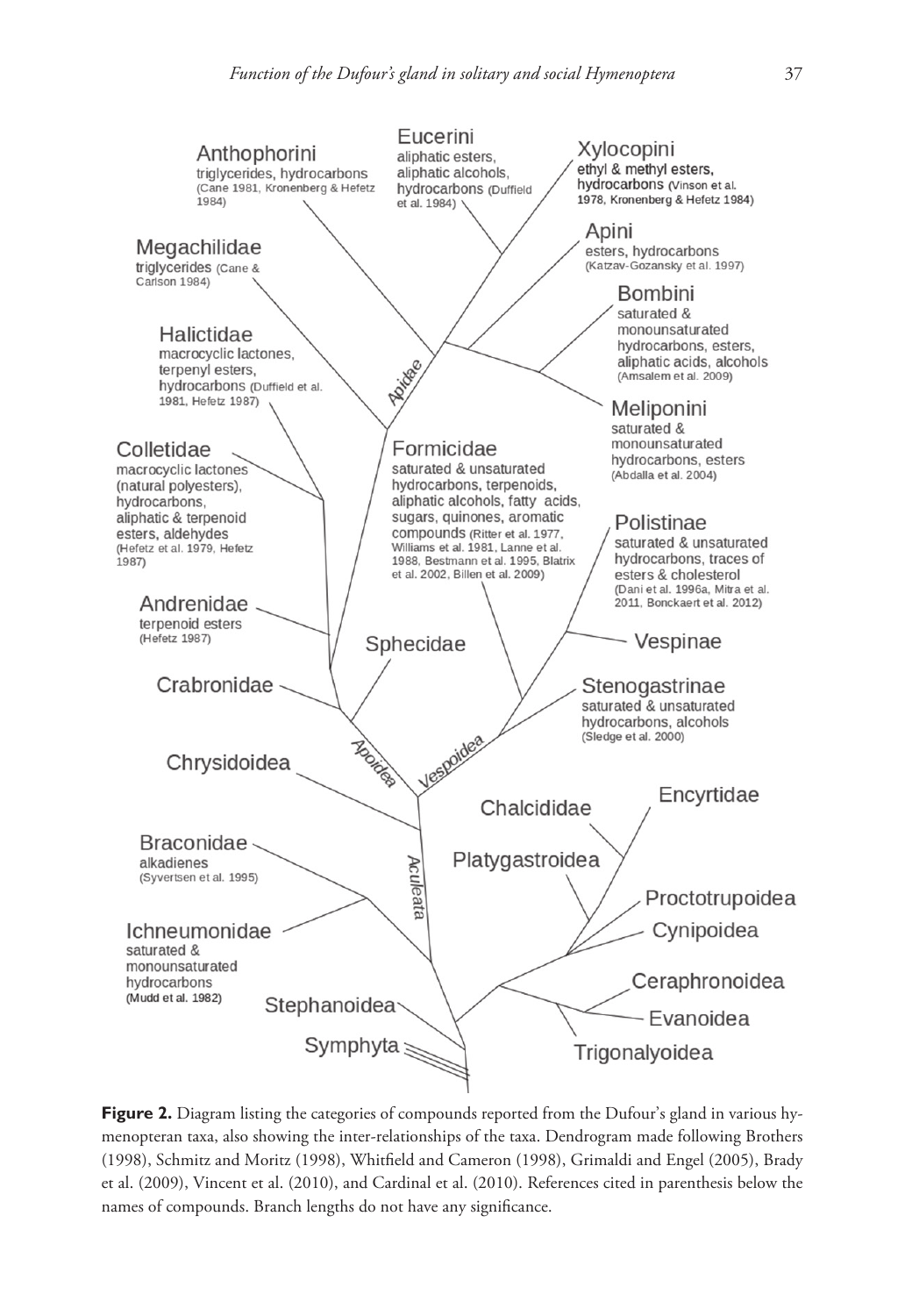**Figure 2.** Diagram listing the categories of compounds reported from the Dufour's gland in various hymenopteran taxa, also showing the inter-relationships of the taxa. Dendrogram made following Brothers (1998), Schmitz and Moritz (1998), Whitfield and Cameron (1998), Grimaldi and Engel (2005), Brady et al. (2009), Vincent et al. (2010), and Cardinal et al. (2010). References cited in parenthesis below the names of compounds. Branch lengths do not have any significance.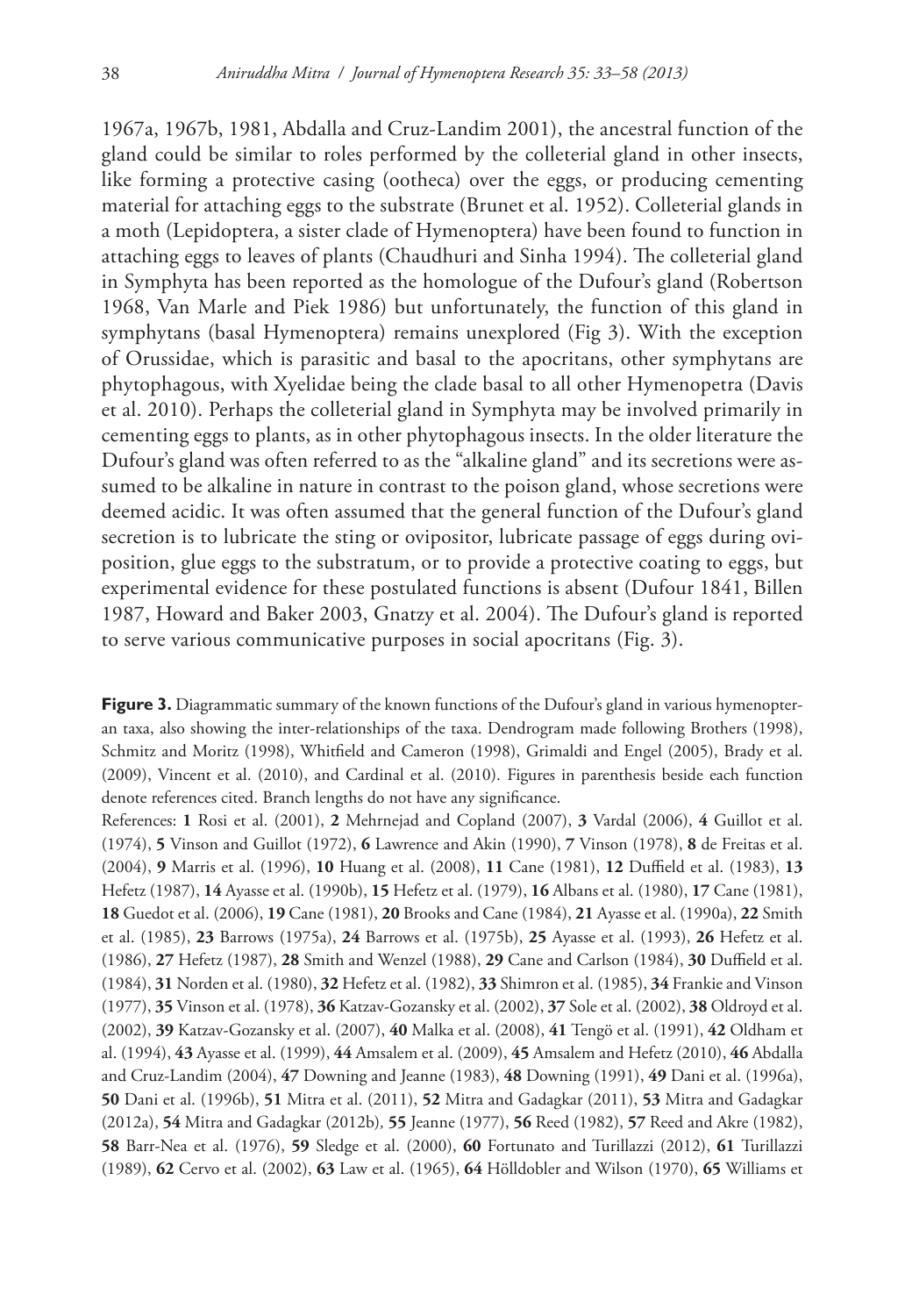1967a, 1967b, 1981, Abdalla and Cruz-Landim 2001), the ancestral function of the gland could be similar to roles performed by the colleterial gland in other insects, like forming a protective casing (ootheca) over the eggs, or producing cementing material for attaching eggs to the substrate (Brunet et al. 1952). Colleterial glands in a moth (Lepidoptera, a sister clade of Hymenoptera) have been found to function in attaching eggs to leaves of plants (Chaudhuri and Sinha 1994). The colleterial gland in Symphyta has been reported as the homologue of the Dufour's gland (Robertson 1968, Van Marle and Piek 1986) but unfortunately, the function of this gland in symphytans (basal Hymenoptera) remains unexplored (Fig 3). With the exception of Orussidae, which is parasitic and basal to the apocritans, other symphytans are phytophagous, with Xyelidae being the clade basal to all other Hymenopetra (Davis et al. 2010). Perhaps the colleterial gland in Symphyta may be involved primarily in cementing eggs to plants, as in other phytophagous insects. In the older literature the Dufour's gland was often referred to as the "alkaline gland" and its secretions were assumed to be alkaline in nature in contrast to the poison gland, whose secretions were deemed acidic. It was often assumed that the general function of the Dufour's gland secretion is to lubricate the sting or ovipositor, lubricate passage of eggs during oviposition, glue eggs to the substratum, or to provide a protective coating to eggs, but experimental evidence for these postulated functions is absent (Dufour 1841, Billen 1987, Howard and Baker 2003, Gnatzy et al. 2004). The Dufour's gland is reported to serve various communicative purposes in social apocritans (Fig. 3).

**Figure 3.** Diagrammatic summary of the known functions of the Dufour's gland in various hymenopteran taxa, also showing the inter-relationships of the taxa. Dendrogram made following Brothers (1998), Schmitz and Moritz (1998), Whitfield and Cameron (1998), Grimaldi and Engel (2005), Brady et al. (2009), Vincent et al. (2010), and Cardinal et al. (2010). Figures in parenthesis beside each function denote references cited. Branch lengths do not have any significance.

References: **1** Rosi et al. (2001), **2** Mehrnejad and Copland (2007), **3** Vardal (2006), **4** Guillot et al. (1974), **5** Vinson and Guillot (1972), **6** Lawrence and Akin (1990), **7** Vinson (1978), **8** de Freitas et al. (2004), **9** Marris et al. (1996), **10** Huang et al. (2008), **11** Cane (1981), **12** Duffield et al. (1983), **13** Hefetz (1987), **14** Ayasse et al. (1990b), **15** Hefetz et al. (1979), **16** Albans et al. (1980), **17** Cane (1981), **18** Guedot et al. (2006), **19** Cane (1981), **20** Brooks and Cane (1984), **21** Ayasse et al. (1990a), **22** Smith et al. (1985), **23** Barrows (1975a), **24** Barrows et al. (1975b), **25** Ayasse et al. (1993), **26** Hefetz et al. (1986), **27** Hefetz (1987), **28** Smith and Wenzel (1988), **29** Cane and Carlson (1984), **30** Duffield et al. (1984), **31** Norden et al. (1980), **32** Hefetz et al. (1982), **33** Shimron et al. (1985), **34** Frankie and Vinson (1977), **35** Vinson et al. (1978), **36** Katzav-Gozansky et al. (2002), **37** Sole et al. (2002), **38** Oldroyd et al. (2002), **39** Katzav-Gozansky et al. (2007), **40** Malka et al. (2008), **41** Tengö et al. (1991), **42** Oldham et al. (1994), **43** Ayasse et al. (1999), **44** Amsalem et al. (2009), **45** Amsalem and Hefetz (2010), **46** Abdalla and Cruz-Landim (2004), **47** Downing and Jeanne (1983), **48** Downing (1991), **49** Dani et al. (1996a), **50** Dani et al. (1996b), **51** Mitra et al. (2011), **52** Mitra and Gadagkar (2011), **53** Mitra and Gadagkar (2012a), **54** Mitra and Gadagkar (2012b), **55** Jeanne (1977), **56** Reed (1982), **57** Reed and Akre (1982), **58** Barr-Nea et al. (1976), **59** Sledge et al. (2000), **60** Fortunato and Turillazzi (2012), **61** Turillazzi (1989), **62** Cervo et al. (2002), **63** Law et al. (1965), **64** Hölldobler and Wilson (1970), **65** Williams et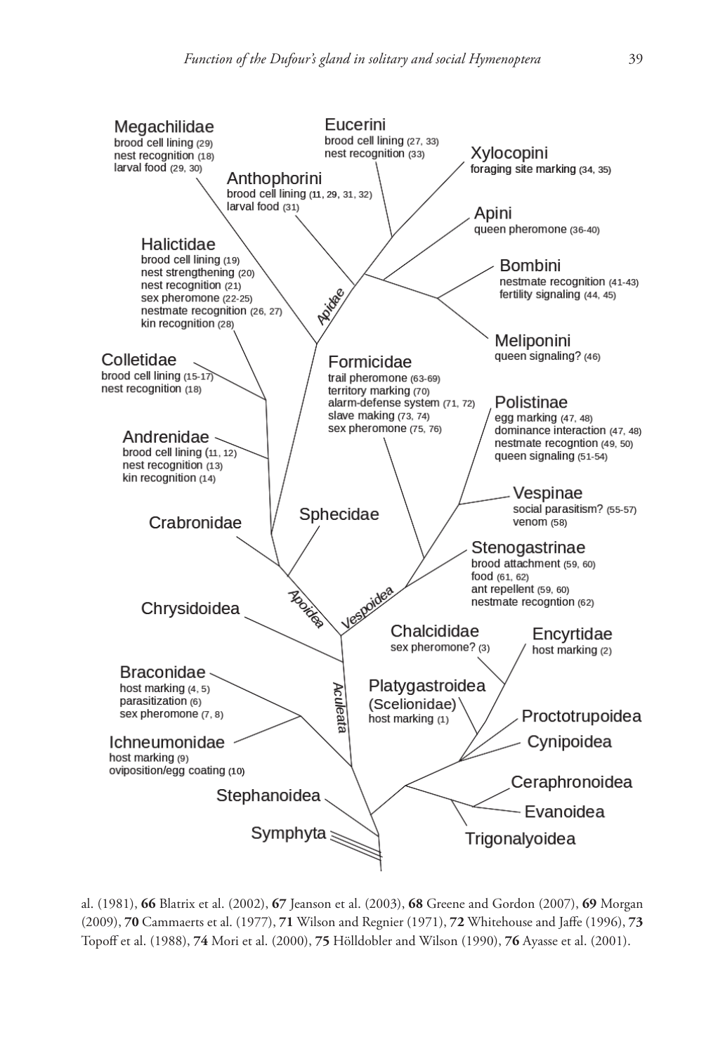al. (1981), **66** Blatrix et al. (2002), **67** Jeanson et al. (2003), **68** Greene and Gordon (2007), **69** Morgan (2009), **70** Cammaerts et al. (1977), **71** Wilson and Regnier (1971), **72** Whitehouse and Jaffe (1996), **73** Topoff et al. (1988), **74** Mori et al. (2000), **75** Hölldobler and Wilson (1990), **76** Ayasse et al. (2001).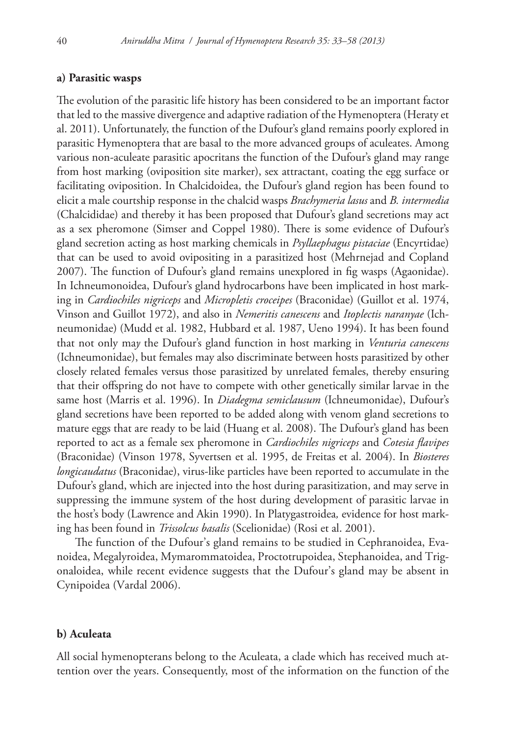#### a) Parasitic wasps

The evolution of the parasitic life history has been considered to be an important factor that led to the massive divergence and adaptive radiation of the Hymenoptera (Heraty et al. 2011). Unfortunately, the function of the Dufour's gland remains poorly explored in parasitic Hymenoptera that are basal to the more advanced groups of aculeates. Among various non-aculeate parasitic apocritans the function of the Dufour's gland may range from host marking (oviposition site marker), sex attractant, coating the egg surface or facilitating oviposition. In Chalcidoidea, the Dufour's gland region has been found to elicit a male courtship response in the chalcid wasps *Brachymeria lasus* and *B. intermedia* (Chalcididae) and thereby it has been proposed that Dufour's gland secretions may act as a sex pheromone (Simser and Coppel 1980). There is some evidence of Dufour's gland secretion acting as host marking chemicals in *Psyllaephagus pistaciae* (Encyrtidae) that can be used to avoid ovipositing in a parasitized host (Mehrnejad and Copland 2007). The function of Dufour's gland remains unexplored in fig wasps (Agaonidae). In Ichneumonoidea, Dufour's gland hydrocarbons have been implicated in host marking in *Cardiochiles nigriceps* and *Micropletis croceipes* (Braconidae) (Guillot et al. 1974, Vinson and Guillot 1972), and also in *Nemeritis canescens* and *Itoplectis naranyae* (Ichneumonidae) (Mudd et al. 1982, Hubbard et al. 1987, Ueno 1994). It has been found that not only may the Dufour's gland function in host marking in *Venturia canescens* (Ichneumonidae), but females may also discriminate between hosts parasitized by other closely related females versus those parasitized by unrelated females, thereby ensuring that their offspring do not have to compete with other genetically similar larvae in the same host (Marris et al. 1996). In *Diadegma semiclausum* (Ichneumonidae), Dufour's gland secretions have been reported to be added along with venom gland secretions to mature eggs that are ready to be laid (Huang et al. 2008). The Dufour's gland has been reported to act as a female sex pheromone in *Cardiochiles nigriceps* and *Cotesia flavipes* (Braconidae) (Vinson 1978, Syvertsen et al. 1995, de Freitas et al. 2004). In *Biosteres longicaudatus* (Braconidae), virus-like particles have been reported to accumulate in the Dufour's gland, which are injected into the host during parasitization, and may serve in suppressing the immune system of the host during development of parasitic larvae in the host's body (Lawrence and Akin 1990). In Platygastroidea, evidence for host marking has been found in *Trissolcus basalis* (Scelionidae) (Rosi et al. 2001).

The function of the Dufour's gland remains to be studied in Cephranoidea, Evanoidea, Megalyroidea, Mymarommatoidea, Proctotrupoidea, Stephanoidea, and Trigonaloidea, while recent evidence suggests that the Dufour's gland may be absent in Cynipoidea (Vardal 2006).

#### b) Aculeata

All social hymenopterans belong to the Aculeata, a clade which has received much attention over the years. Consequently, most of the information on the function of the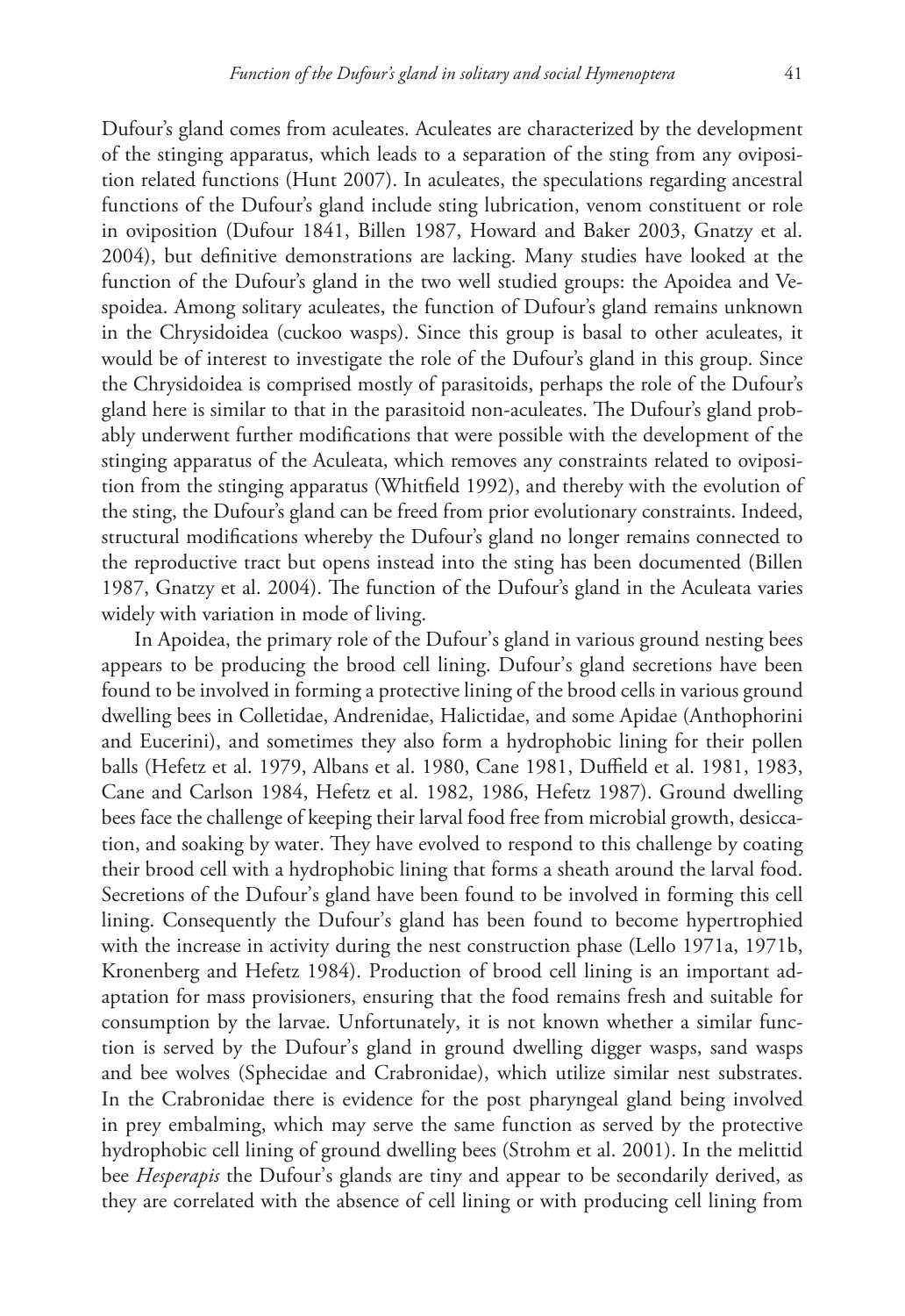Dufour's gland comes from aculeates. Aculeates are characterized by the development of the stinging apparatus, which leads to a separation of the sting from any oviposition related functions (Hunt 2007). In aculeates, the speculations regarding ancestral functions of the Dufour's gland include sting lubrication, venom constituent or role in oviposition (Dufour 1841, Billen 1987, Howard and Baker 2003, Gnatzy et al. 2004), but definitive demonstrations are lacking. Many studies have looked at the function of the Dufour's gland in the two well studied groups: the Apoidea and Vespoidea. Among solitary aculeates, the function of Dufour's gland remains unknown in the Chrysidoidea (cuckoo wasps). Since this group is basal to other aculeates, it would be of interest to investigate the role of the Dufour's gland in this group. Since the Chrysidoidea is comprised mostly of parasitoids, perhaps the role of the Dufour's gland here is similar to that in the parasitoid non-aculeates. The Dufour's gland probably underwent further modifications that were possible with the development of the stinging apparatus of the Aculeata, which removes any constraints related to oviposition from the stinging apparatus (Whitfield 1992), and thereby with the evolution of the sting, the Dufour's gland can be freed from prior evolutionary constraints. Indeed, structural modifications whereby the Dufour's gland no longer remains connected to the reproductive tract but opens instead into the sting has been documented (Billen 1987, Gnatzy et al. 2004). The function of the Dufour's gland in the Aculeata varies widely with variation in mode of living.

In Apoidea, the primary role of the Dufour's gland in various ground nesting bees appears to be producing the brood cell lining. Dufour's gland secretions have been found to be involved in forming a protective lining of the brood cells in various ground dwelling bees in Colletidae, Andrenidae, Halictidae, and some Apidae (Anthophorini and Eucerini), and sometimes they also form a hydrophobic lining for their pollen balls (Hefetz et al. 1979, Albans et al. 1980, Cane 1981, Duffield et al. 1981, 1983, Cane and Carlson 1984, Hefetz et al. 1982, 1986, Hefetz 1987). Ground dwelling bees face the challenge of keeping their larval food free from microbial growth, desiccation, and soaking by water. They have evolved to respond to this challenge by coating their brood cell with a hydrophobic lining that forms a sheath around the larval food. Secretions of the Dufour's gland have been found to be involved in forming this cell lining. Consequently the Dufour's gland has been found to become hypertrophied with the increase in activity during the nest construction phase (Lello 1971a, 1971b, Kronenberg and Hefetz 1984). Production of brood cell lining is an important adaptation for mass provisioners, ensuring that the food remains fresh and suitable for consumption by the larvae. Unfortunately, it is not known whether a similar function is served by the Dufour's gland in ground dwelling digger wasps, sand wasps and bee wolves (Sphecidae and Crabronidae), which utilize similar nest substrates. In the Crabronidae there is evidence for the post pharyngeal gland being involved in prey embalming, which may serve the same function as served by the protective hydrophobic cell lining of ground dwelling bees (Strohm et al. 2001). In the melittid bee *Hesperapis* the Dufour's glands are tiny and appear to be secondarily derived, as they are correlated with the absence of cell lining or with producing cell lining from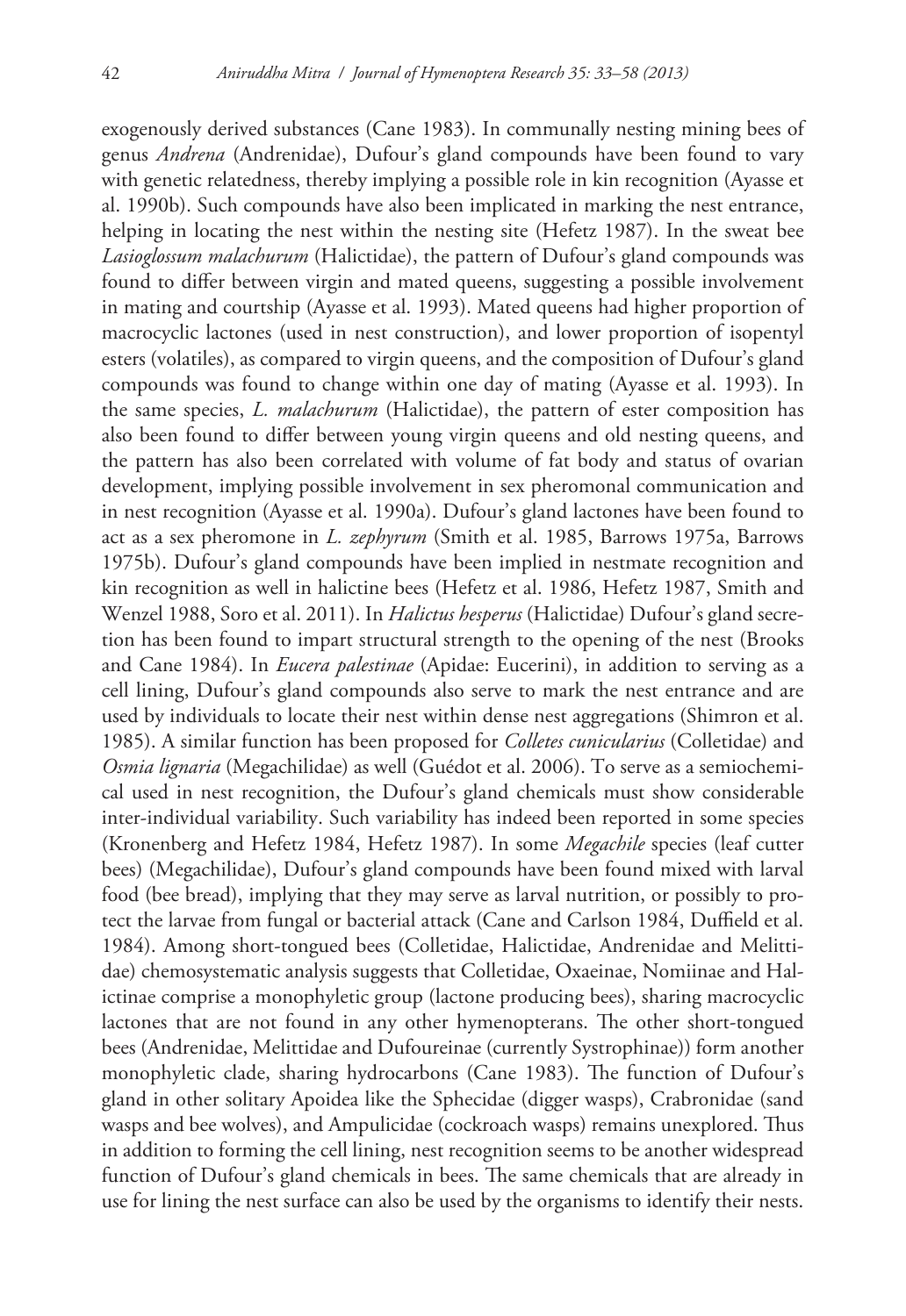exogenously derived substances (Cane 1983). In communally nesting mining bees of genus *Andrena* (Andrenidae), Dufour's gland compounds have been found to vary with genetic relatedness, thereby implying a possible role in kin recognition (Ayasse et al. 1990b). Such compounds have also been implicated in marking the nest entrance, helping in locating the nest within the nesting site (Hefetz 1987). In the sweat bee *Lasioglossum malachurum* (Halictidae), the pattern of Dufour's gland compounds was found to differ between virgin and mated queens, suggesting a possible involvement in mating and courtship (Ayasse et al. 1993). Mated queens had higher proportion of macrocyclic lactones (used in nest construction), and lower proportion of isopentyl esters (volatiles), as compared to virgin queens, and the composition of Dufour's gland compounds was found to change within one day of mating (Ayasse et al. 1993). In the same species, *L. malachurum* (Halictidae), the pattern of ester composition has also been found to differ between young virgin queens and old nesting queens, and the pattern has also been correlated with volume of fat body and status of ovarian development, implying possible involvement in sex pheromonal communication and in nest recognition (Ayasse et al. 1990a). Dufour's gland lactones have been found to act as a sex pheromone in *L. zephyrum* (Smith et al. 1985, Barrows 1975a, Barrows 1975b). Dufour's gland compounds have been implied in nestmate recognition and kin recognition as well in halictine bees (Hefetz et al. 1986, Hefetz 1987, Smith and Wenzel 1988, Soro et al. 2011). In *Halictus hesperus* (Halictidae) Dufour's gland secretion has been found to impart structural strength to the opening of the nest (Brooks and Cane 1984). In *Eucera palestinae* (Apidae: Eucerini), in addition to serving as a cell lining, Dufour's gland compounds also serve to mark the nest entrance and are used by individuals to locate their nest within dense nest aggregations (Shimron et al. 1985). A similar function has been proposed for *Colletes cunicularius* (Colletidae) and *Osmia lignaria* (Megachilidae) as well (Guédot et al. 2006). To serve as a semiochemical used in nest recognition, the Dufour's gland chemicals must show considerable inter-individual variability. Such variability has indeed been reported in some species (Kronenberg and Hefetz 1984, Hefetz 1987). In some *Megachile* species (leaf cutter bees) (Megachilidae), Dufour's gland compounds have been found mixed with larval food (bee bread), implying that they may serve as larval nutrition, or possibly to protect the larvae from fungal or bacterial attack (Cane and Carlson 1984, Duffield et al. 1984). Among short-tongued bees (Colletidae, Halictidae, Andrenidae and Melittidae) chemosystematic analysis suggests that Colletidae, Oxaeinae, Nomiinae and Halictinae comprise a monophyletic group (lactone producing bees), sharing macrocyclic lactones that are not found in any other hymenopterans. The other short-tongued bees (Andrenidae, Melittidae and Dufoureinae (currently Systrophinae)) form another monophyletic clade, sharing hydrocarbons (Cane 1983). The function of Dufour's gland in other solitary Apoidea like the Sphecidae (digger wasps), Crabronidae (sand wasps and bee wolves), and Ampulicidae (cockroach wasps) remains unexplored. Thus in addition to forming the cell lining, nest recognition seems to be another widespread function of Dufour's gland chemicals in bees. The same chemicals that are already in use for lining the nest surface can also be used by the organisms to identify their nests.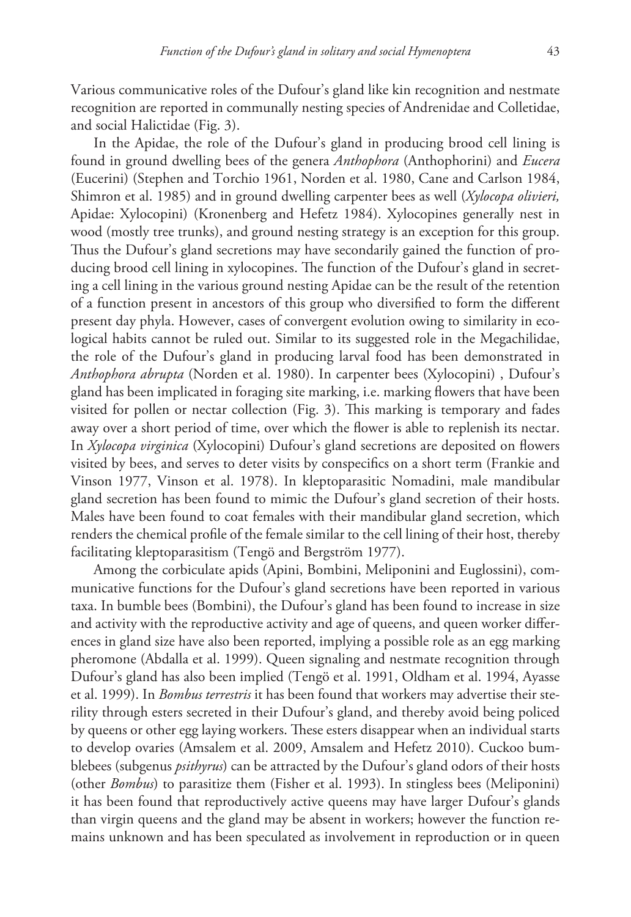Various communicative roles of the Dufour's gland like kin recognition and nestmate recognition are reported in communally nesting species of Andrenidae and Colletidae, and social Halictidae (Fig. 3).

In the Apidae, the role of the Dufour's gland in producing brood cell lining is found in ground dwelling bees of the genera *Anthophora* (Anthophorini) and *Eucera* (Eucerini) (Stephen and Torchio 1961, Norden et al. 1980, Cane and Carlson 1984, Shimron et al. 1985) and in ground dwelling carpenter bees as well (*Xylocopa olivieri,* Apidae: Xylocopini) (Kronenberg and Hefetz 1984). Xylocopines generally nest in wood (mostly tree trunks), and ground nesting strategy is an exception for this group. Thus the Dufour's gland secretions may have secondarily gained the function of producing brood cell lining in xylocopines. The function of the Dufour's gland in secreting a cell lining in the various ground nesting Apidae can be the result of the retention of a function present in ancestors of this group who diversified to form the different present day phyla. However, cases of convergent evolution owing to similarity in ecological habits cannot be ruled out. Similar to its suggested role in the Megachilidae, the role of the Dufour's gland in producing larval food has been demonstrated in *Anthophora abrupta* (Norden et al. 1980). In carpenter bees (Xylocopini) , Dufour's gland has been implicated in foraging site marking, i.e. marking flowers that have been visited for pollen or nectar collection (Fig. 3). This marking is temporary and fades away over a short period of time, over which the flower is able to replenish its nectar. In *Xylocopa virginica* (Xylocopini) Dufour's gland secretions are deposited on flowers visited by bees, and serves to deter visits by conspecifics on a short term (Frankie and Vinson 1977, Vinson et al. 1978). In kleptoparasitic Nomadini, male mandibular gland secretion has been found to mimic the Dufour's gland secretion of their hosts. Males have been found to coat females with their mandibular gland secretion, which renders the chemical profile of the female similar to the cell lining of their host, thereby facilitating kleptoparasitism (Tengö and Bergström 1977).

Among the corbiculate apids (Apini, Bombini, Meliponini and Euglossini), communicative functions for the Dufour's gland secretions have been reported in various taxa. In bumble bees (Bombini), the Dufour's gland has been found to increase in size and activity with the reproductive activity and age of queens, and queen worker differences in gland size have also been reported, implying a possible role as an egg marking pheromone (Abdalla et al. 1999). Queen signaling and nestmate recognition through Dufour's gland has also been implied (Tengö et al. 1991, Oldham et al. 1994, Ayasse et al. 1999). In *Bombus terrestris* it has been found that workers may advertise their sterility through esters secreted in their Dufour's gland, and thereby avoid being policed by queens or other egg laying workers. These esters disappear when an individual starts to develop ovaries (Amsalem et al. 2009, Amsalem and Hefetz 2010). Cuckoo bumblebees (subgenus *psithyrus*) can be attracted by the Dufour's gland odors of their hosts (other *Bombus*) to parasitize them (Fisher et al. 1993). In stingless bees (Meliponini) it has been found that reproductively active queens may have larger Dufour's glands than virgin queens and the gland may be absent in workers; however the function remains unknown and has been speculated as involvement in reproduction or in queen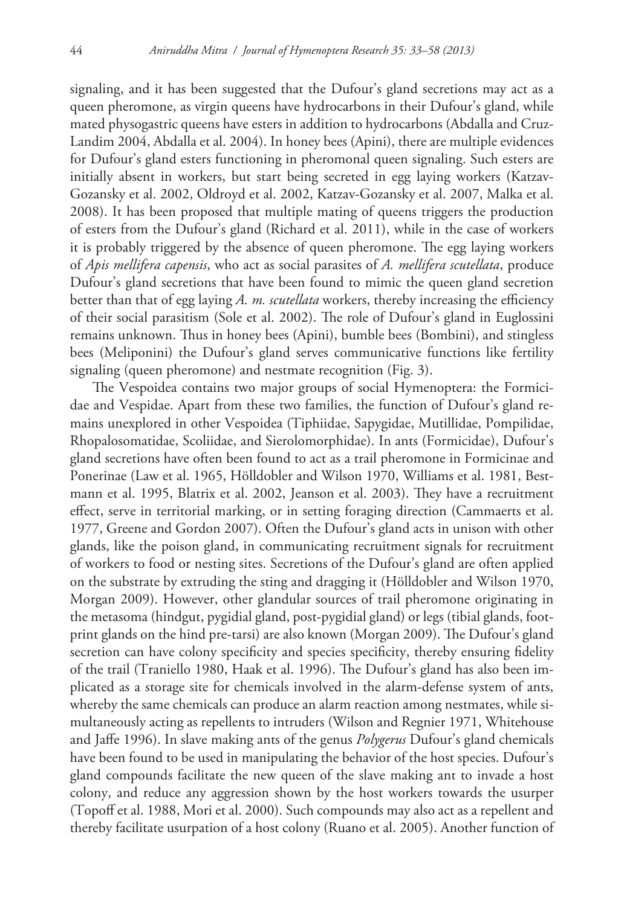signaling, and it has been suggested that the Dufour's gland secretions may act as a queen pheromone, as virgin queens have hydrocarbons in their Dufour's gland, while mated physogastric queens have esters in addition to hydrocarbons (Abdalla and Cruz-Landim 2004, Abdalla et al. 2004). In honey bees (Apini), there are multiple evidences for Dufour's gland esters functioning in pheromonal queen signaling. Such esters are initially absent in workers, but start being secreted in egg laying workers (Katzav-Gozansky et al. 2002, Oldroyd et al. 2002, Katzav-Gozansky et al. 2007, Malka et al. 2008). It has been proposed that multiple mating of queens triggers the production of esters from the Dufour's gland (Richard et al. 2011), while in the case of workers it is probably triggered by the absence of queen pheromone. The egg laying workers of *Apis mellifera capensis*, who act as social parasites of *A. mellifera scutellata*, produce Dufour's gland secretions that have been found to mimic the queen gland secretion better than that of egg laying *A. m. scutellata* workers, thereby increasing the efficiency of their social parasitism (Sole et al. 2002). The role of Dufour's gland in Euglossini remains unknown. Thus in honey bees (Apini), bumble bees (Bombini), and stingless bees (Meliponini) the Dufour's gland serves communicative functions like fertility signaling (queen pheromone) and nestmate recognition (Fig. 3).

The Vespoidea contains two major groups of social Hymenoptera: the Formicidae and Vespidae. Apart from these two families, the function of Dufour's gland remains unexplored in other Vespoidea (Tiphiidae, Sapygidae, Mutillidae, Pompilidae, Rhopalosomatidae, Scoliidae, and Sierolomorphidae). In ants (Formicidae), Dufour's gland secretions have often been found to act as a trail pheromone in Formicinae and Ponerinae (Law et al. 1965, Hölldobler and Wilson 1970, Williams et al. 1981, Bestmann et al. 1995, Blatrix et al. 2002, Jeanson et al. 2003). They have a recruitment effect, serve in territorial marking, or in setting foraging direction (Cammaerts et al. 1977, Greene and Gordon 2007). Often the Dufour's gland acts in unison with other glands, like the poison gland, in communicating recruitment signals for recruitment of workers to food or nesting sites. Secretions of the Dufour's gland are often applied on the substrate by extruding the sting and dragging it (Hölldobler and Wilson 1970, Morgan 2009). However, other glandular sources of trail pheromone originating in the metasoma (hindgut, pygidial gland, post-pygidial gland) or legs (tibial glands, footprint glands on the hind pre-tarsi) are also known (Morgan 2009). The Dufour's gland secretion can have colony specificity and species specificity, thereby ensuring fidelity of the trail (Traniello 1980, Haak et al. 1996). The Dufour's gland has also been implicated as a storage site for chemicals involved in the alarm-defense system of ants, whereby the same chemicals can produce an alarm reaction among nestmates, while simultaneously acting as repellents to intruders (Wilson and Regnier 1971, Whitehouse and Jaffe 1996). In slave making ants of the genus *Polygerus* Dufour's gland chemicals have been found to be used in manipulating the behavior of the host species. Dufour's gland compounds facilitate the new queen of the slave making ant to invade a host colony, and reduce any aggression shown by the host workers towards the usurper (Topoff et al. 1988, Mori et al. 2000). Such compounds may also act as a repellent and thereby facilitate usurpation of a host colony (Ruano et al. 2005). Another function of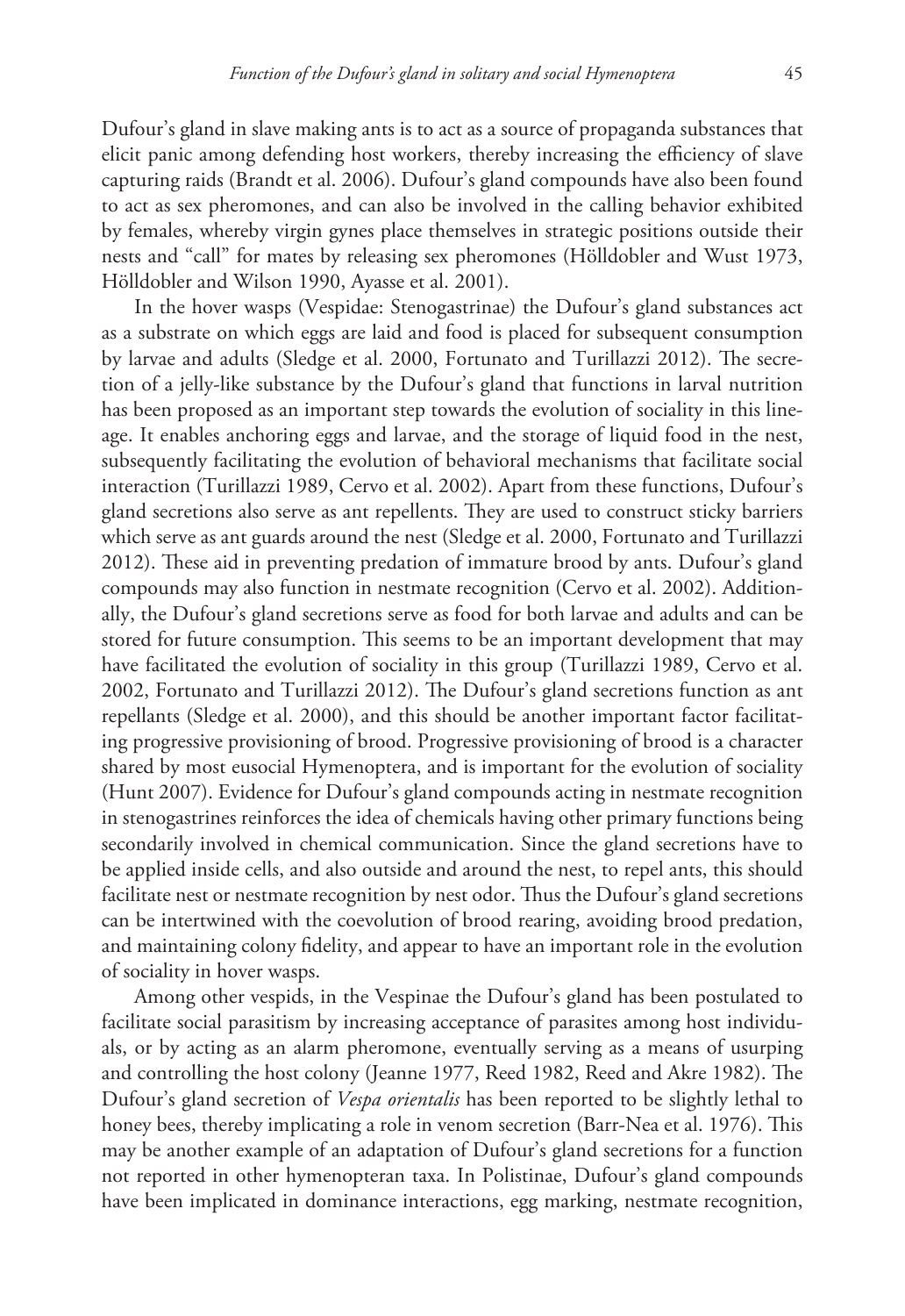Dufour's gland in slave making ants is to act as a source of propaganda substances that elicit panic among defending host workers, thereby increasing the efficiency of slave capturing raids (Brandt et al. 2006). Dufour's gland compounds have also been found to act as sex pheromones, and can also be involved in the calling behavior exhibited by females, whereby virgin gynes place themselves in strategic positions outside their nests and "call" for mates by releasing sex pheromones (Hölldobler and Wust 1973, Hölldobler and Wilson 1990, Ayasse et al. 2001).

In the hover wasps (Vespidae: Stenogastrinae) the Dufour's gland substances act as a substrate on which eggs are laid and food is placed for subsequent consumption by larvae and adults (Sledge et al. 2000, Fortunato and Turillazzi 2012). The secretion of a jelly-like substance by the Dufour's gland that functions in larval nutrition has been proposed as an important step towards the evolution of sociality in this lineage. It enables anchoring eggs and larvae, and the storage of liquid food in the nest, subsequently facilitating the evolution of behavioral mechanisms that facilitate social interaction (Turillazzi 1989, Cervo et al. 2002). Apart from these functions, Dufour's gland secretions also serve as ant repellents. They are used to construct sticky barriers which serve as ant guards around the nest (Sledge et al. 2000, Fortunato and Turillazzi 2012). These aid in preventing predation of immature brood by ants. Dufour's gland compounds may also function in nestmate recognition (Cervo et al. 2002). Additionally, the Dufour's gland secretions serve as food for both larvae and adults and can be stored for future consumption. This seems to be an important development that may have facilitated the evolution of sociality in this group (Turillazzi 1989, Cervo et al. 2002, Fortunato and Turillazzi 2012). The Dufour's gland secretions function as ant repellants (Sledge et al. 2000), and this should be another important factor facilitating progressive provisioning of brood. Progressive provisioning of brood is a character shared by most eusocial Hymenoptera, and is important for the evolution of sociality (Hunt 2007). Evidence for Dufour's gland compounds acting in nestmate recognition in stenogastrines reinforces the idea of chemicals having other primary functions being secondarily involved in chemical communication. Since the gland secretions have to be applied inside cells, and also outside and around the nest, to repel ants, this should facilitate nest or nestmate recognition by nest odor. Thus the Dufour's gland secretions can be intertwined with the coevolution of brood rearing, avoiding brood predation, and maintaining colony fidelity, and appear to have an important role in the evolution of sociality in hover wasps.

Among other vespids, in the Vespinae the Dufour's gland has been postulated to facilitate social parasitism by increasing acceptance of parasites among host individuals, or by acting as an alarm pheromone, eventually serving as a means of usurping and controlling the host colony (Jeanne 1977, Reed 1982, Reed and Akre 1982). The Dufour's gland secretion of *Vespa orientalis* has been reported to be slightly lethal to honey bees, thereby implicating a role in venom secretion (Barr-Nea et al. 1976). This may be another example of an adaptation of Dufour's gland secretions for a function not reported in other hymenopteran taxa. In Polistinae, Dufour's gland compounds have been implicated in dominance interactions, egg marking, nestmate recognition,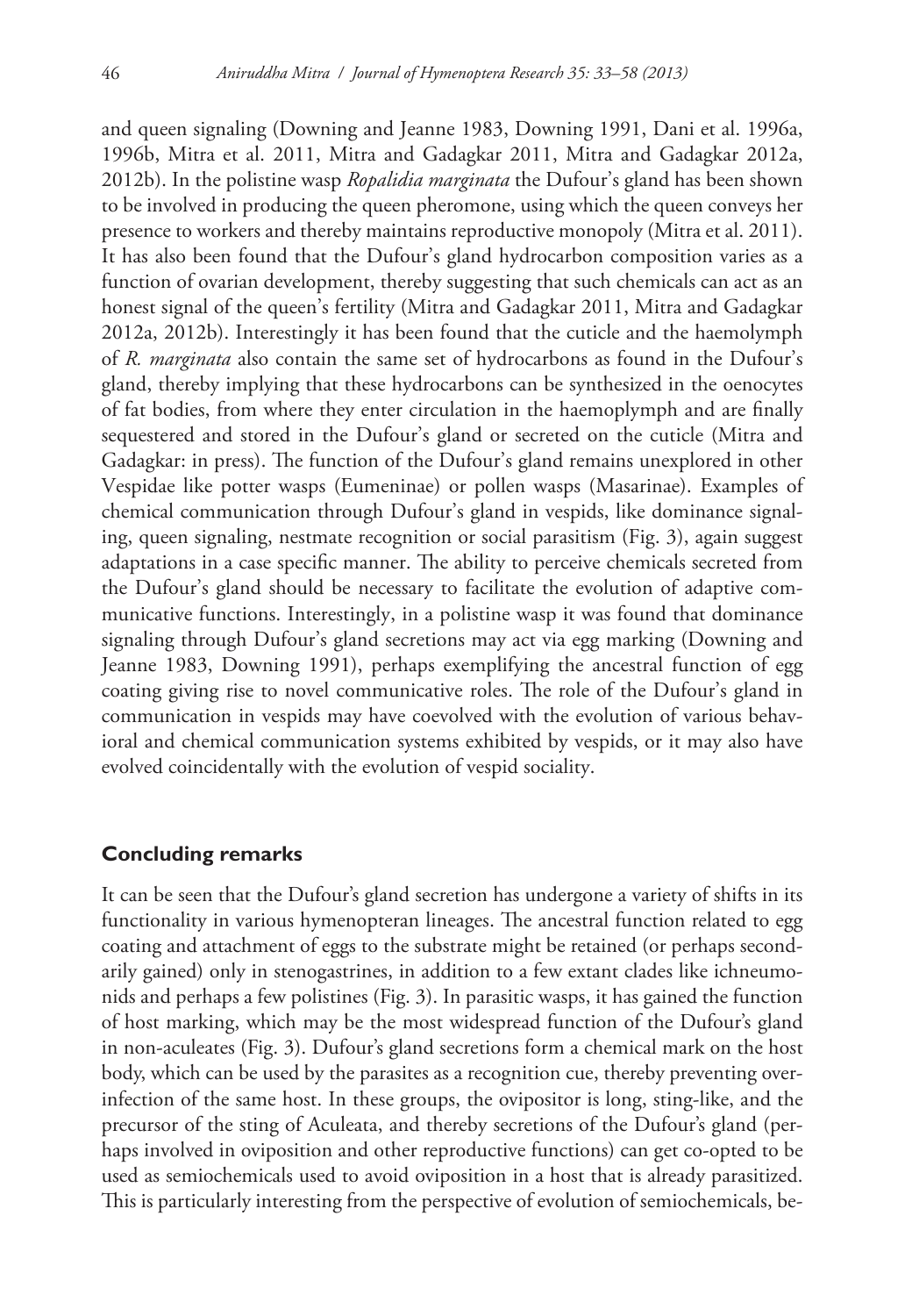and queen signaling (Downing and Jeanne 1983, Downing 1991, Dani et al. 1996a, 1996b, Mitra et al. 2011, Mitra and Gadagkar 2011, Mitra and Gadagkar 2012a, 2012b). In the polistine wasp *Ropalidia marginata* the Dufour's gland has been shown to be involved in producing the queen pheromone, using which the queen conveys her presence to workers and thereby maintains reproductive monopoly (Mitra et al. 2011). It has also been found that the Dufour's gland hydrocarbon composition varies as a function of ovarian development, thereby suggesting that such chemicals can act as an honest signal of the queen's fertility (Mitra and Gadagkar 2011, Mitra and Gadagkar 2012a, 2012b). Interestingly it has been found that the cuticle and the haemolymph of *R. marginata* also contain the same set of hydrocarbons as found in the Dufour's gland, thereby implying that these hydrocarbons can be synthesized in the oenocytes of fat bodies, from where they enter circulation in the haemoplymph and are finally sequestered and stored in the Dufour's gland or secreted on the cuticle (Mitra and Gadagkar: in press). The function of the Dufour's gland remains unexplored in other Vespidae like potter wasps (Eumeninae) or pollen wasps (Masarinae). Examples of chemical communication through Dufour's gland in vespids, like dominance signaling, queen signaling, nestmate recognition or social parasitism (Fig. 3), again suggest adaptations in a case specific manner. The ability to perceive chemicals secreted from the Dufour's gland should be necessary to facilitate the evolution of adaptive communicative functions. Interestingly, in a polistine wasp it was found that dominance signaling through Dufour's gland secretions may act via egg marking (Downing and Jeanne 1983, Downing 1991), perhaps exemplifying the ancestral function of egg coating giving rise to novel communicative roles. The role of the Dufour's gland in communication in vespids may have coevolved with the evolution of various behavioral and chemical communication systems exhibited by vespids, or it may also have evolved coincidentally with the evolution of vespid sociality.

## Concluding remarks

It can be seen that the Dufour's gland secretion has undergone a variety of shifts in its functionality in various hymenopteran lineages. The ancestral function related to egg coating and attachment of eggs to the substrate might be retained (or perhaps secondarily gained) only in stenogastrines, in addition to a few extant clades like ichneumonids and perhaps a few polistines (Fig. 3). In parasitic wasps, it has gained the function of host marking, which may be the most widespread function of the Dufour's gland in non-aculeates (Fig. 3). Dufour's gland secretions form a chemical mark on the host body, which can be used by the parasites as a recognition cue, thereby preventing over-infection of the same host. In these groups, the ovipositor is long, sting-like, and the precursor of the sting of Aculeata, and thereby secretions of the Dufour's gland (perhaps involved in oviposition and other reproductive functions) can get co-opted to be used as semiochemicals used to avoid oviposition in a host that is already parasitized. This is particularly interesting from the perspective of evolution of semiochemicals, be-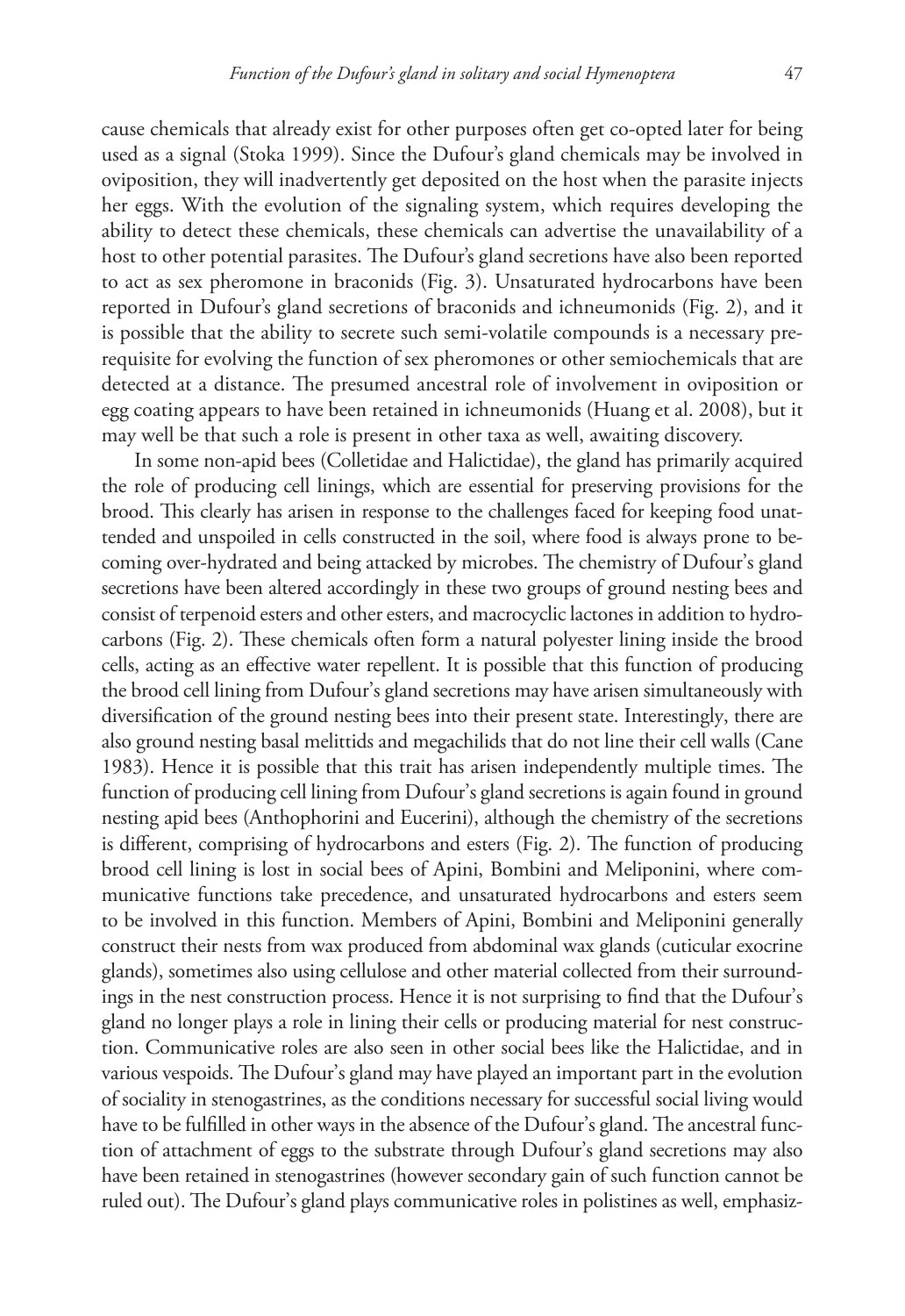cause chemicals that already exist for other purposes often get co-opted later for being used as a signal (Stoka 1999). Since the Dufour's gland chemicals may be involved in oviposition, they will inadvertently get deposited on the host when the parasite injects her eggs. With the evolution of the signaling system, which requires developing the ability to detect these chemicals, these chemicals can advertise the unavailability of a host to other potential parasites. The Dufour's gland secretions have also been reported to act as sex pheromone in braconids (Fig. 3). Unsaturated hydrocarbons have been reported in Dufour's gland secretions of braconids and ichneumonids (Fig. 2), and it is possible that the ability to secrete such semi-volatile compounds is a necessary prerequisite for evolving the function of sex pheromones or other semiochemicals that are detected at a distance. The presumed ancestral role of involvement in oviposition or egg coating appears to have been retained in ichneumonids (Huang et al. 2008), but it may well be that such a role is present in other taxa as well, awaiting discovery.

In some non-apid bees (Colletidae and Halictidae), the gland has primarily acquired the role of producing cell linings, which are essential for preserving provisions for the brood. This clearly has arisen in response to the challenges faced for keeping food unattended and unspoiled in cells constructed in the soil, where food is always prone to becoming over-hydrated and being attacked by microbes. The chemistry of Dufour's gland secretions have been altered accordingly in these two groups of ground nesting bees and consist of terpenoid esters and other esters, and macrocyclic lactones in addition to hydrocarbons (Fig. 2). These chemicals often form a natural polyester lining inside the brood cells, acting as an effective water repellent. It is possible that this function of producing the brood cell lining from Dufour's gland secretions may have arisen simultaneously with diversification of the ground nesting bees into their present state. Interestingly, there are also ground nesting basal melittids and megachilids that do not line their cell walls (Cane 1983). Hence it is possible that this trait has arisen independently multiple times. The function of producing cell lining from Dufour's gland secretions is again found in ground nesting apid bees (Anthophorini and Eucerini), although the chemistry of the secretions is different, comprising of hydrocarbons and esters (Fig. 2). The function of producing brood cell lining is lost in social bees of Apini, Bombini and Meliponini, where communicative functions take precedence, and unsaturated hydrocarbons and esters seem to be involved in this function. Members of Apini, Bombini and Meliponini generally construct their nests from wax produced from abdominal wax glands (cuticular exocrine glands), sometimes also using cellulose and other material collected from their surroundings in the nest construction process. Hence it is not surprising to find that the Dufour's gland no longer plays a role in lining their cells or producing material for nest construction. Communicative roles are also seen in other social bees like the Halictidae, and in various vespoids. The Dufour's gland may have played an important part in the evolution of sociality in stenogastrines, as the conditions necessary for successful social living would have to be fulfilled in other ways in the absence of the Dufour's gland. The ancestral function of attachment of eggs to the substrate through Dufour's gland secretions may also have been retained in stenogastrines (however secondary gain of such function cannot be ruled out). The Dufour's gland plays communicative roles in polistines as well, emphasiz-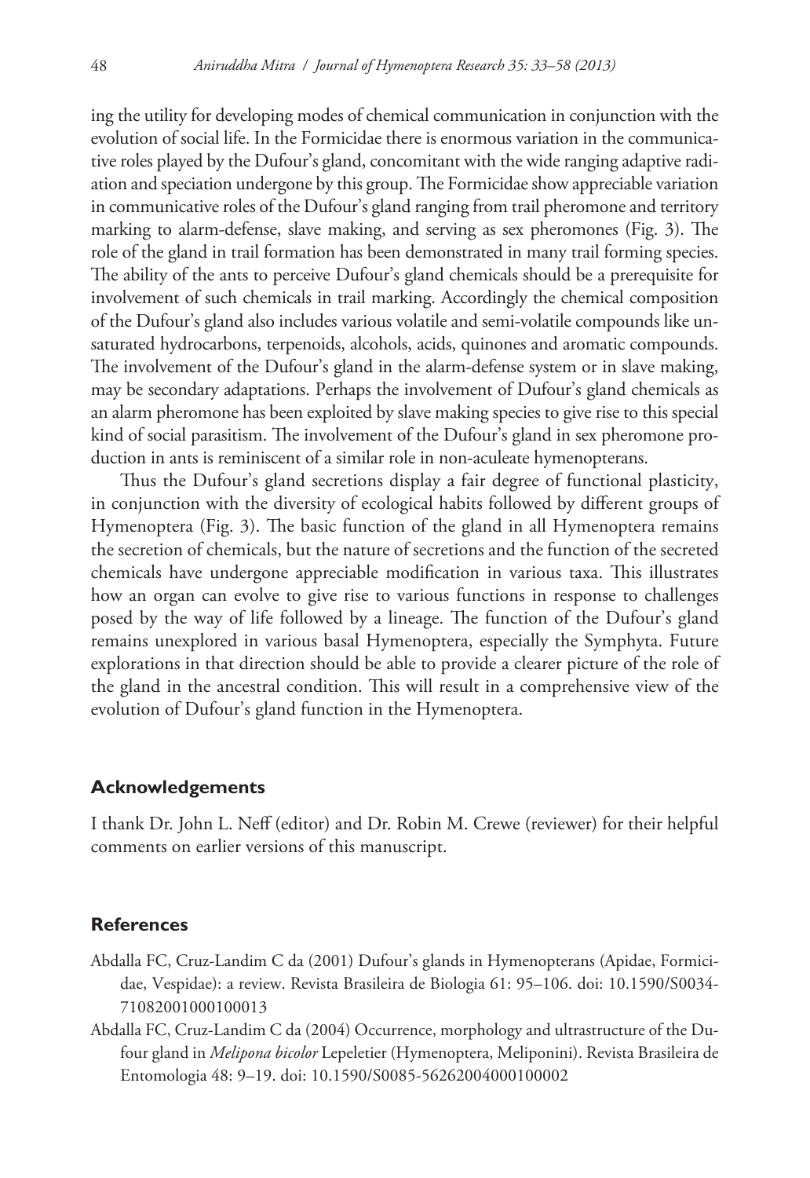ing the utility for developing modes of chemical communication in conjunction with the evolution of social life. In the Formicidae there is enormous variation in the communicative roles played by the Dufour's gland, concomitant with the wide ranging adaptive radiation and speciation undergone by this group. The Formicidae show appreciable variation in communicative roles of the Dufour's gland ranging from trail pheromone and territory marking to alarm-defense, slave making, and serving as sex pheromones (Fig. 3). The role of the gland in trail formation has been demonstrated in many trail forming species. The ability of the ants to perceive Dufour's gland chemicals should be a prerequisite for involvement of such chemicals in trail marking. Accordingly the chemical composition of the Dufour's gland also includes various volatile and semi-volatile compounds like unsaturated hydrocarbons, terpenoids, alcohols, acids, quinones and aromatic compounds. The involvement of the Dufour's gland in the alarm-defense system or in slave making, may be secondary adaptations. Perhaps the involvement of Dufour's gland chemicals as an alarm pheromone has been exploited by slave making species to give rise to this special kind of social parasitism. The involvement of the Dufour's gland in sex pheromone production in ants is reminiscent of a similar role in non-aculeate hymenopterans.

Thus the Dufour's gland secretions display a fair degree of functional plasticity, in conjunction with the diversity of ecological habits followed by different groups of Hymenoptera (Fig. 3). The basic function of the gland in all Hymenoptera remains the secretion of chemicals, but the nature of secretions and the function of the secreted chemicals have undergone appreciable modification in various taxa. This illustrates how an organ can evolve to give rise to various functions in response to challenges posed by the way of life followed by a lineage. The function of the Dufour's gland remains unexplored in various basal Hymenoptera, especially the Symphyta. Future explorations in that direction should be able to provide a clearer picture of the role of the gland in the ancestral condition. This will result in a comprehensive view of the evolution of Dufour's gland function in the Hymenoptera.

## Acknowledgements

I thank Dr. John L. Neff (editor) and Dr. Robin M. Crewe (reviewer) for their helpful comments on earlier versions of this manuscript.

## References

Abdalla FC, Cruz-Landim C da (2001) Dufour's glands in Hymenopterans (Apidae, Formicidae, Vespidae): a review. Revista Brasileira de Biologia 61: 95–106. doi: 10.1590/S0034-71082001000100013

Abdalla FC, Cruz-Landim C da (2004) Occurrence, morphology and ultrastructure of the Dufour gland in *Melipona bicolor* Lepeletier (Hymenoptera, Meliponini). Revista Brasileira de Entomologia 48: 9–19. doi: 10.1590/S0085-56262004000100002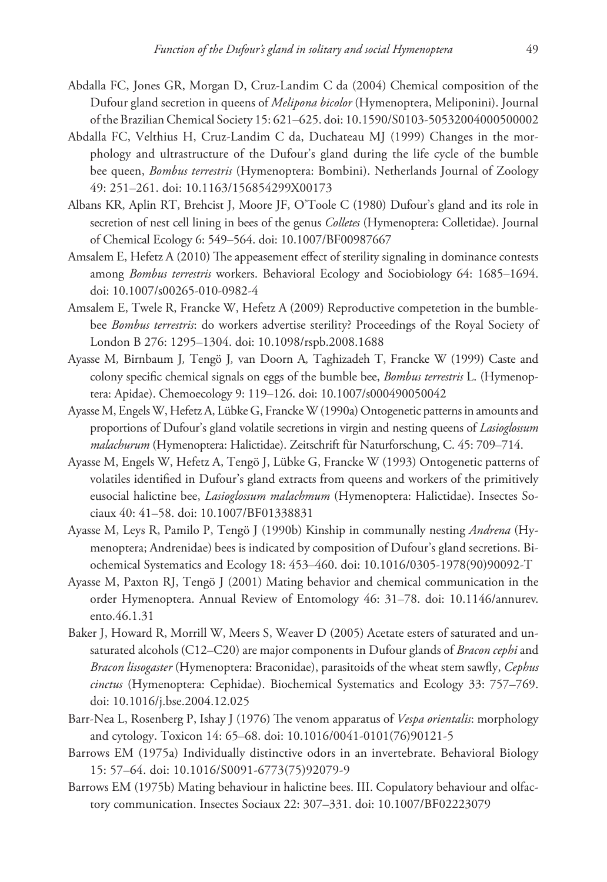Abdalla FC, Jones GR, Morgan D, Cruz-Landim C da (2004) Chemical composition of the Dufour gland secretion in queens of *Melipona bicolor* (Hymenoptera, Meliponini). Journal of the Brazilian Chemical Society 15: 621–625. doi: 10.1590/S0103-50532004000500002

Abdalla FC, Velthius H, Cruz-Landim C da, Duchateau MJ (1999) Changes in the morphology and ultrastructure of the Dufour's gland during the life cycle of the bumble bee queen, *Bombus terrestris* (Hymenoptera: Bombini). Netherlands Journal of Zoology 49: 251–261. doi: 10.1163/156854299X00173

Albans KR, Aplin RT, Brehcist J, Moore JF, O'Toole C (1980) Dufour's gland and its role in secretion of nest cell lining in bees of the genus *Colletes* (Hymenoptera: Colletidae). Journal of Chemical Ecology 6: 549–564. doi: 10.1007/BF00987667

Amsalem E, Hefetz A (2010) The appeasement effect of sterility signaling in dominance contests among *Bombus terrestris* workers. Behavioral Ecology and Sociobiology 64: 1685–1694. doi: 10.1007/s00265-010-0982-4

Amsalem E, Twele R, Francke W, Hefetz A (2009) Reproductive competetion in the bumblebee *Bombus terrestris*: do workers advertise sterility? Proceedings of the Royal Society of London B 276: 1295–1304. doi: 10.1098/rspb.2008.1688

Ayasse M, Birnbaum J, Tengö J, van Doorn A, Taghizadeh T, Francke W (1999) Caste and colony specific chemical signals on eggs of the bumble bee, *Bombus terrestris* L. (Hymenoptera: Apidae). Chemoecology 9: 119–126. doi: 10.1007/s000490050042

Ayasse M, Engels W, Hefetz A, Lübke G, Francke W (1990a) Ontogenetic patterns in amounts and proportions of Dufour's gland volatile secretions in virgin and nesting queens of *Lasioglossum malachurum* (Hymenoptera: Halictidae). Zeitschrift für Naturforschung, C. 45: 709–714.

Ayasse M, Engels W, Hefetz A, Tengö J, Lübke G, Francke W (1993) Ontogenetic patterns of volatiles identified in Dufour's gland extracts from queens and workers of the primitively eusocial halictine bee, *Lasioglossum malachmum* (Hymenoptera: Halictidae). Insectes Sociaux 40: 41–58. doi: 10.1007/BF01338831

Ayasse M, Leys R, Pamilo P, Tengö J (1990b) Kinship in communally nesting *Andrena* (Hymenoptera; Andrenidae) bees is indicated by composition of Dufour's gland secretions. Biochemical Systematics and Ecology 18: 453–460. doi: 10.1016/0305-1978(90)90092-T

Ayasse M, Paxton RJ, Tengö J (2001) Mating behavior and chemical communication in the order Hymenoptera. Annual Review of Entomology 46: 31–78. doi: 10.1146/annurev.ento.46.1.31

Baker J, Howard R, Morrill W, Meers S, Weaver D (2005) Acetate esters of saturated and unsaturated alcohols (C12–C20) are major components in Dufour glands of *Bracon cephi* and *Bracon lissogaster* (Hymenoptera: Braconidae), parasitoids of the wheat stem sawfly, *Cephus cinctus* (Hymenoptera: Cephidae). Biochemical Systematics and Ecology 33: 757–769. doi: 10.1016/j.bse.2004.12.025

Barr-Nea L, Rosenberg P, Ishay J (1976) The venom apparatus of *Vespa orientalis*: morphology and cytology. Toxicon 14: 65–68. doi: 10.1016/0041-0101(76)90121-5

Barrows EM (1975a) Individually distinctive odors in an invertebrate. Behavioral Biology 15: 57–64. doi: 10.1016/S0091-6773(75)92079-9

Barrows EM (1975b) Mating behaviour in halictine bees. III. Copulatory behaviour and olfactory communication. Insectes Sociaux 22: 307–331. doi: 10.1007/BF02223079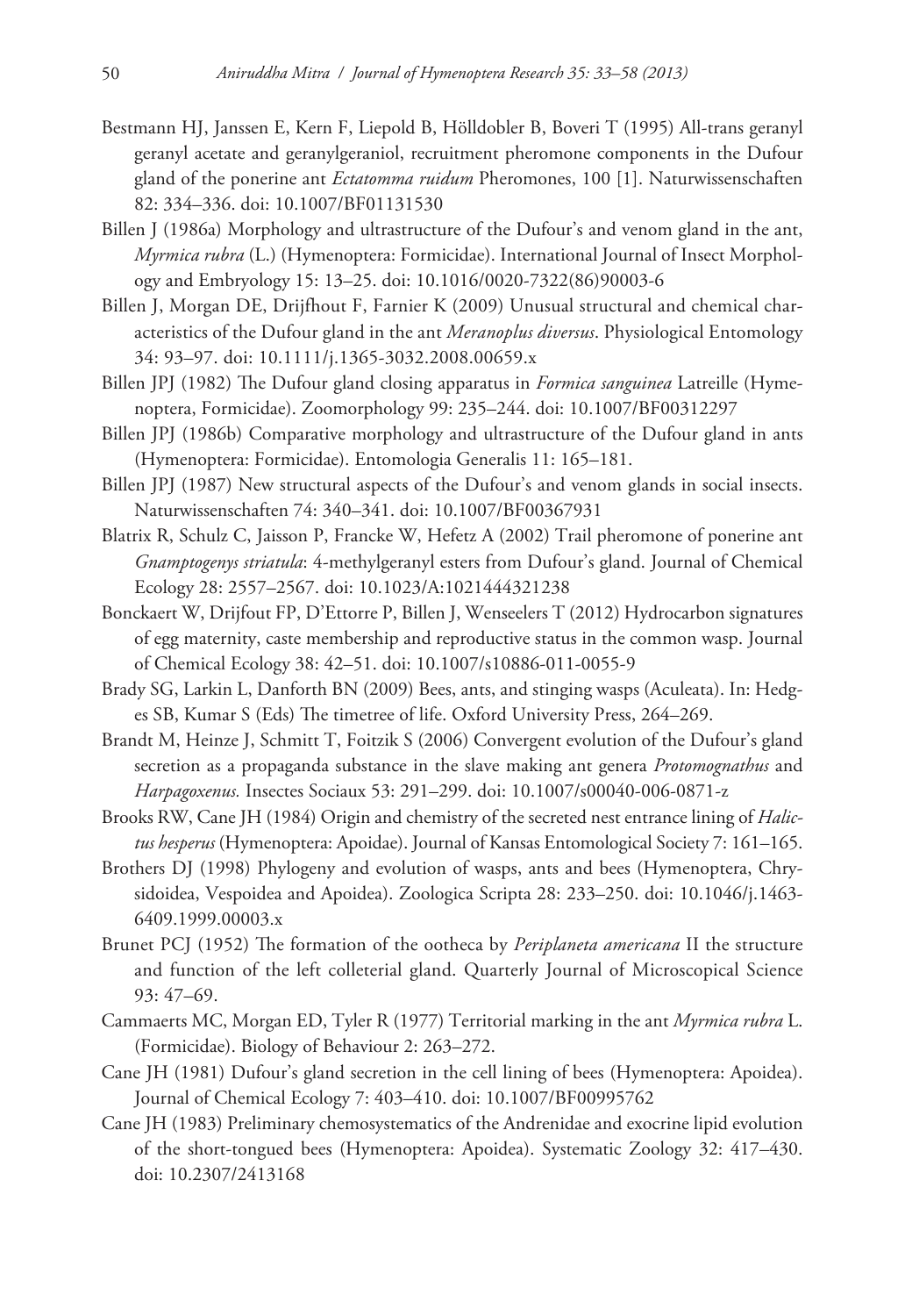Bestmann HJ, Janssen E, Kern F, Liepold B, Hölldobler B, Boveri T (1995) All-trans geranyl geranyl acetate and geranylgeraniol, recruitment pheromone components in the Dufour gland of the ponerine ant *Ectatomma ruidum* Pheromones, 100 [1]. Naturwissenschaften 82: 334–336. doi: 10.1007/BF01131530

Billen J (1986a) Morphology and ultrastructure of the Dufour's and venom gland in the ant, *Myrmica rubra* (L.) (Hymenoptera: Formicidae). International Journal of Insect Morphology and Embryology 15: 13–25. doi: 10.1016/0020-7322(86)90003-6

Billen J, Morgan DE, Drijfhout F, Farnier K (2009) Unusual structural and chemical characteristics of the Dufour gland in the ant *Meranoplus diversus*. Physiological Entomology 34: 93–97. doi: 10.1111/j.1365-3032.2008.00659.x

Billen JPJ (1982) The Dufour gland closing apparatus in *Formica sanguinea* Latreille (Hymenoptera, Formicidae). Zoomorphology 99: 235–244. doi: 10.1007/BF00312297

Billen JPJ (1986b) Comparative morphology and ultrastructure of the Dufour gland in ants (Hymenoptera: Formicidae). Entomologia Generalis 11: 165–181.

Billen JPJ (1987) New structural aspects of the Dufour's and venom glands in social insects. Naturwissenschaften 74: 340–341. doi: 10.1007/BF00367931

Blatrix R, Schulz C, Jaisson P, Francke W, Hefetz A (2002) Trail pheromone of ponerine ant *Gnamptogenys striatula*: 4-methylgeranyl esters from Dufour's gland. Journal of Chemical Ecology 28: 2557–2567. doi: 10.1023/A:1021444321238

Bonckaert W, Drijfout FP, D'Ettorre P, Billen J, Wenseelers T (2012) Hydrocarbon signatures of egg maternity, caste membership and reproductive status in the common wasp. Journal of Chemical Ecology 38: 42–51. doi: 10.1007/s10886-011-0055-9

Brady SG, Larkin L, Danforth BN (2009) Bees, ants, and stinging wasps (Aculeata). In: Hedges SB, Kumar S (Eds) The timetree of life. Oxford University Press, 264–269.

Brandt M, Heinze J, Schmitt T, Foitzik S (2006) Convergent evolution of the Dufour's gland secretion as a propaganda substance in the slave making ant genera *Protomognathus* and *Harpagoxenus.* Insectes Sociaux 53: 291–299. doi: 10.1007/s00040-006-0871-z

Brooks RW, Cane JH (1984) Origin and chemistry of the secreted nest entrance lining of *Halictus hesperus* (Hymenoptera: Apoidae). Journal of Kansas Entomological Society 7: 161–165.

Brothers DJ (1998) Phylogeny and evolution of wasps, ants and bees (Hymenoptera, Chrysidoidea, Vespoidea and Apoidea). Zoologica Scripta 28: 233–250. doi: 10.1046/j.1463-6409.1999.00003.x

Brunet PCJ (1952) The formation of the ootheca by *Periplaneta americana* II the structure and function of the left colleterial gland. Quarterly Journal of Microscopical Science 93: 47–69.

Cammaerts MC, Morgan ED, Tyler R (1977) Territorial marking in the ant *Myrmica rubra* L. (Formicidae). Biology of Behaviour 2: 263–272.

Cane JH (1981) Dufour's gland secretion in the cell lining of bees (Hymenoptera: Apoidea). Journal of Chemical Ecology 7: 403–410. doi: 10.1007/BF00995762

Cane JH (1983) Preliminary chemosystematics of the Andrenidae and exocrine lipid evolution of the short-tongued bees (Hymenoptera: Apoidea). Systematic Zoology 32: 417–430. doi: 10.2307/2413168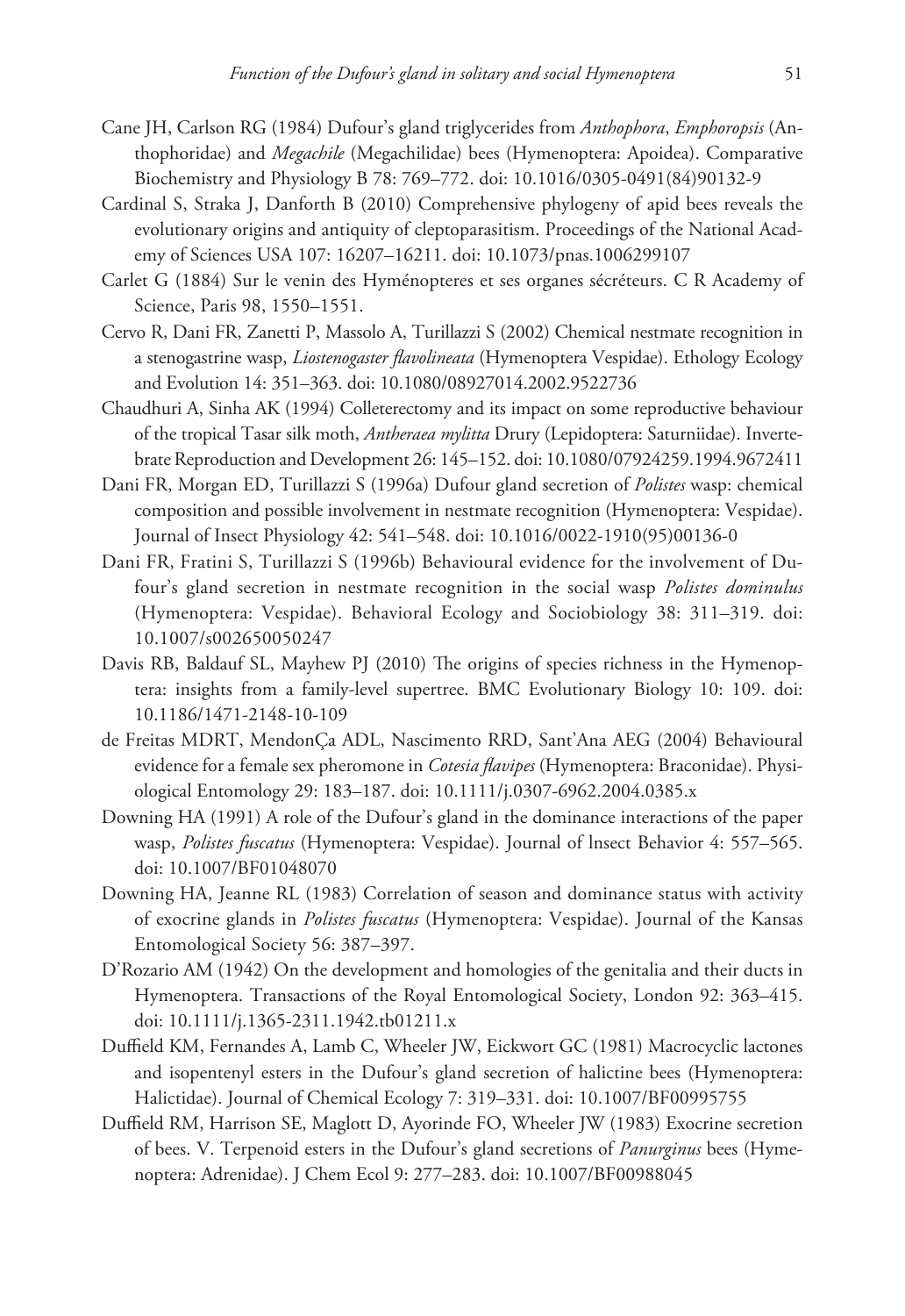Cane JH, Carlson RG (1984) Dufour's gland triglycerides from *Anthophora*, *Emphoropsis* (Anthophoridae) and *Megachile* (Megachilidae) bees (Hymenoptera: Apoidea). Comparative Biochemistry and Physiology B 78: 769–772. doi: 10.1016/0305-0491(84)90132-9

Cardinal S, Straka J, Danforth B (2010) Comprehensive phylogeny of apid bees reveals the evolutionary origins and antiquity of cleptoparasitism. Proceedings of the National Academy of Sciences USA 107: 16207–16211. doi: 10.1073/pnas.1006299107

Carlet G (1884) Sur le venin des Hyménopteres et ses organes sécréteurs. C R Academy of Science, Paris 98, 1550–1551.

Cervo R, Dani FR, Zanetti P, Massolo A, Turillazzi S (2002) Chemical nestmate recognition in a stenogastrine wasp, *Liostenogaster flavolineata* (Hymenoptera Vespidae). Ethology Ecology and Evolution 14: 351–363. doi: 10.1080/08927014.2002.9522736

Chaudhuri A, Sinha AK (1994) Colleterectomy and its impact on some reproductive behaviour of the tropical Tasar silk moth, *Antheraea mylitta* Drury (Lepidoptera: Saturniidae). Invertebrate Reproduction and Development 26: 145–152. doi: 10.1080/07924259.1994.9672411

Dani FR, Morgan ED, Turillazzi S (1996a) Dufour gland secretion of *Polistes* wasp: chemical composition and possible involvement in nestmate recognition (Hymenoptera: Vespidae). Journal of Insect Physiology 42: 541–548. doi: 10.1016/0022-1910(95)00136-0

Dani FR, Fratini S, Turillazzi S (1996b) Behavioural evidence for the involvement of Dufour's gland secretion in nestmate recognition in the social wasp *Polistes dominulus* (Hymenoptera: Vespidae). Behavioral Ecology and Sociobiology 38: 311–319. doi: 10.1007/s002650050247

Davis RB, Baldauf SL, Mayhew PJ (2010) The origins of species richness in the Hymenoptera: insights from a family-level supertree. BMC Evolutionary Biology 10: 109. doi: 10.1186/1471-2148-10-109

de Freitas MDRT, MendonÇa ADL, Nascimento RRD, Sant'Ana AEG (2004) Behavioural evidence for a female sex pheromone in *Cotesia flavipes* (Hymenoptera: Braconidae). Physiological Entomology 29: 183–187. doi: 10.1111/j.0307-6962.2004.0385.x

Downing HA (1991) A role of the Dufour's gland in the dominance interactions of the paper wasp, *Polistes fuscatus* (Hymenoptera: Vespidae). Journal of lnsect Behavior 4: 557–565. doi: 10.1007/BF01048070

Downing HA, Jeanne RL (1983) Correlation of season and dominance status with activity of exocrine glands in *Polistes fuscatus* (Hymenoptera: Vespidae). Journal of the Kansas Entomological Society 56: 387–397.

D'Rozario AM (1942) On the development and homologies of the genitalia and their ducts in Hymenoptera. Transactions of the Royal Entomological Society, London 92: 363–415. doi: 10.1111/j.1365-2311.1942.tb01211.x

Duffield KM, Fernandes A, Lamb C, Wheeler JW, Eickwort GC (1981) Macrocyclic lactones and isopentenyl esters in the Dufour's gland secretion of halictine bees (Hymenoptera: Halictidae). Journal of Chemical Ecology 7: 319–331. doi: 10.1007/BF00995755

Duffield RM, Harrison SE, Maglott D, Ayorinde FO, Wheeler JW (1983) Exocrine secretion of bees. V. Terpenoid esters in the Dufour's gland secretions of *Panurginus* bees (Hymenoptera: Adrenidae). J Chem Ecol 9: 277–283. doi: 10.1007/BF00988045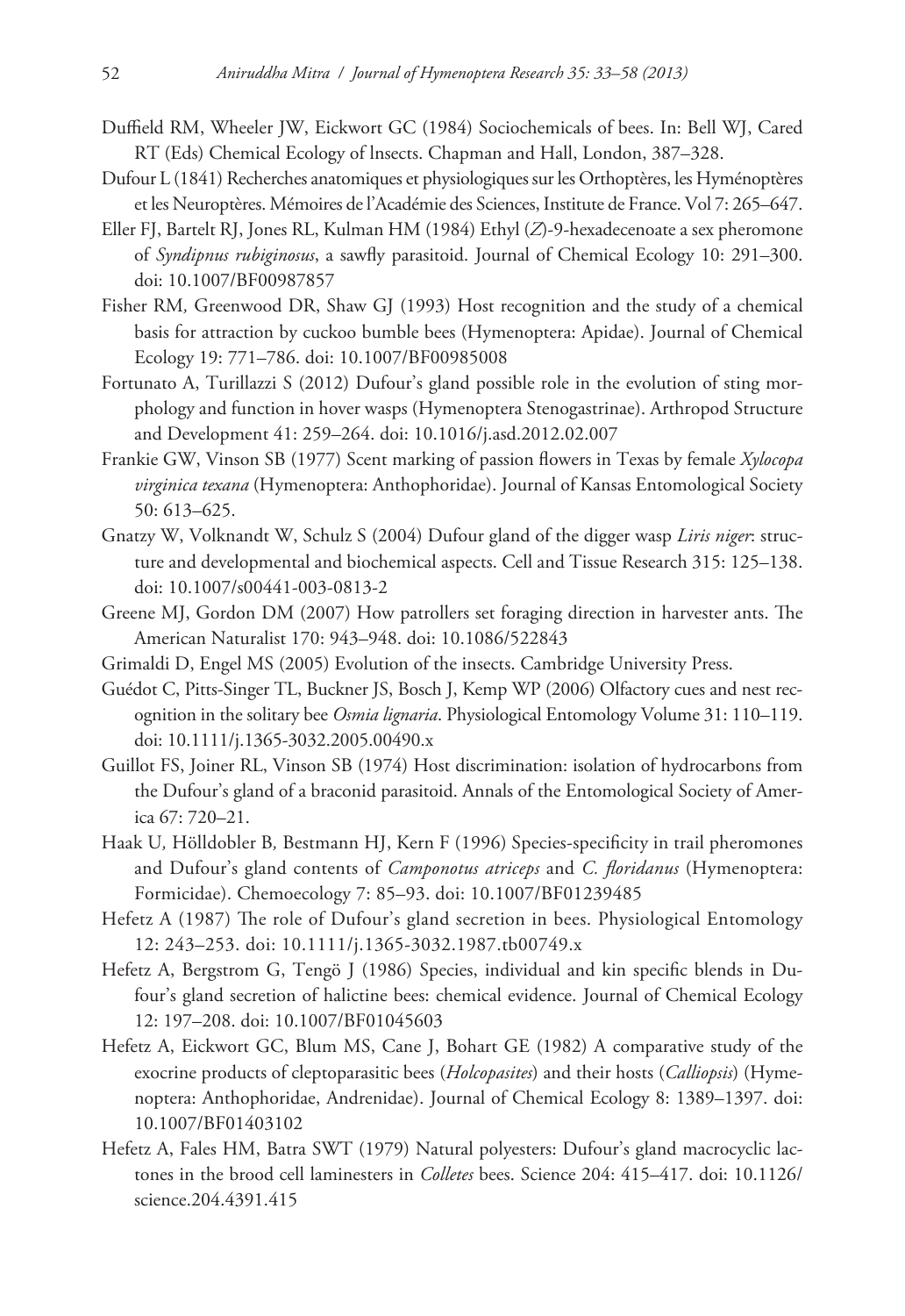Duffield RM, Wheeler JW, Eickwort GC (1984) Sociochemicals of bees. In: Bell WJ, Cared RT (Eds) Chemical Ecology of lnsects. Chapman and Hall, London, 387–328.

Dufour L (1841) Recherches anatomiques et physiologiques sur les Orthoptères, les Hyménoptères et les Neuroptères. Mémoires de l'Académie des Sciences, Institute de France. Vol 7: 265–647.

Eller FJ, Bartelt RJ, Jones RL, Kulman HM (1984) Ethyl (*Z*)-9-hexadecenoate a sex pheromone of *Syndipnus rubiginosus*, a sawfly parasitoid. Journal of Chemical Ecology 10: 291–300. doi: 10.1007/BF00987857

Fisher RM, Greenwood DR, Shaw GJ (1993) Host recognition and the study of a chemical basis for attraction by cuckoo bumble bees (Hymenoptera: Apidae). Journal of Chemical Ecology 19: 771–786. doi: 10.1007/BF00985008

Fortunato A, Turillazzi S (2012) Dufour's gland possible role in the evolution of sting morphology and function in hover wasps (Hymenoptera Stenogastrinae). Arthropod Structure and Development 41: 259–264. doi: 10.1016/j.asd.2012.02.007

Frankie GW, Vinson SB (1977) Scent marking of passion flowers in Texas by female *Xylocopa virginica texana* (Hymenoptera: Anthophoridae). Journal of Kansas Entomological Society 50: 613–625.

Gnatzy W, Volknandt W, Schulz S (2004) Dufour gland of the digger wasp *Liris niger*: structure and developmental and biochemical aspects. Cell and Tissue Research 315: 125–138. doi: 10.1007/s00441-003-0813-2

Greene MJ, Gordon DM (2007) How patrollers set foraging direction in harvester ants. The American Naturalist 170: 943–948. doi: 10.1086/522843

Grimaldi D, Engel MS (2005) Evolution of the insects. Cambridge University Press.

Guédot C, Pitts-Singer TL, Buckner JS, Bosch J, Kemp WP (2006) Olfactory cues and nest recognition in the solitary bee *Osmia lignaria*. Physiological Entomology Volume 31: 110–119. doi: 10.1111/j.1365-3032.2005.00490.x

Guillot FS, Joiner RL, Vinson SB (1974) Host discrimination: isolation of hydrocarbons from the Dufour's gland of a braconid parasitoid. Annals of the Entomological Society of America 67: 720–21.

Haak U, Hölldobler B, Bestmann HJ, Kern F (1996) Species-specificity in trail pheromones and Dufour's gland contents of *Camponotus atriceps* and *C. floridanus* (Hymenoptera: Formicidae). Chemoecology 7: 85–93. doi: 10.1007/BF01239485

Hefetz A (1987) The role of Dufour's gland secretion in bees. Physiological Entomology 12: 243–253. doi: 10.1111/j.1365-3032.1987.tb00749.x

Hefetz A, Bergstrom G, Tengö J (1986) Species, individual and kin specific blends in Dufour's gland secretion of halictine bees: chemical evidence. Journal of Chemical Ecology 12: 197–208. doi: 10.1007/BF01045603

Hefetz A, Eickwort GC, Blum MS, Cane J, Bohart GE (1982) A comparative study of the exocrine products of cleptoparasitic bees (*Holcopasites*) and their hosts (*Calliopsis*) (Hymenoptera: Anthophoridae, Andrenidae). Journal of Chemical Ecology 8: 1389–1397. doi: 10.1007/BF01403102

Hefetz A, Fales HM, Batra SWT (1979) Natural polyesters: Dufour's gland macrocyclic lactones in the brood cell laminesters in *Colletes* bees. Science 204: 415–417. doi: 10.1126/science.204.4391.415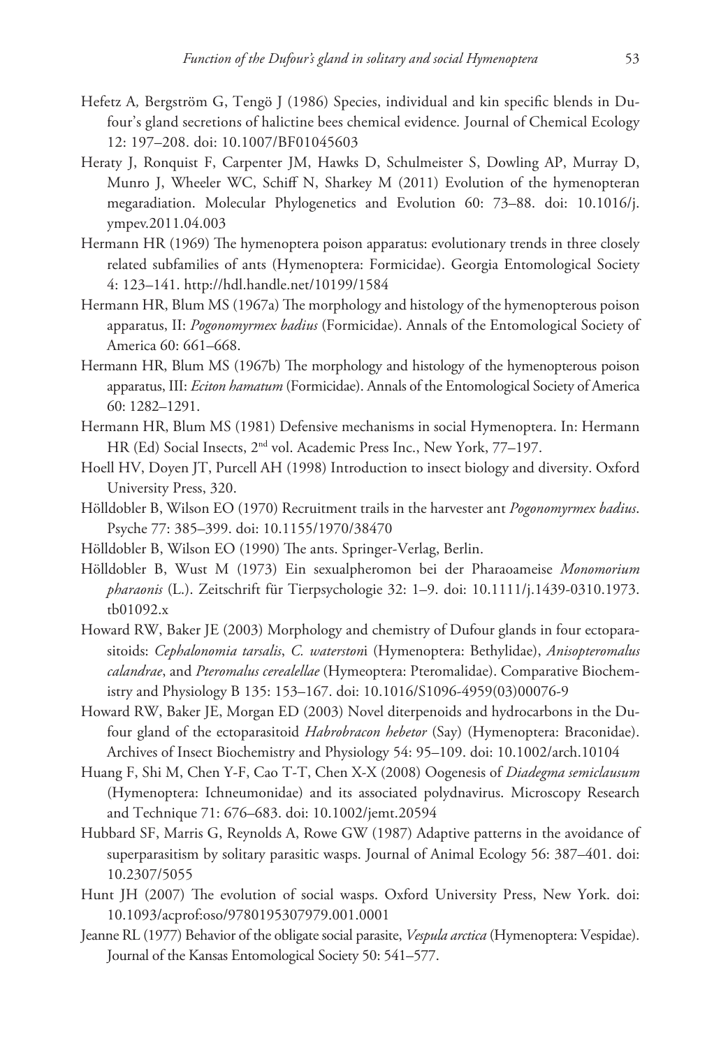Hefetz A, Bergström G, Tengö J (1986) Species, individual and kin specific blends in Dufour's gland secretions of halictine bees chemical evidence. Journal of Chemical Ecology 12: 197–208. doi: 10.1007/BF01045603

Heraty J, Ronquist F, Carpenter JM, Hawks D, Schulmeister S, Dowling AP, Murray D, Munro J, Wheeler WC, Schiff N, Sharkey M (2011) Evolution of the hymenopteran megaradiation. Molecular Phylogenetics and Evolution 60: 73–88. doi: 10.1016/j.ympev.2011.04.003

Hermann HR (1969) The hymenoptera poison apparatus: evolutionary trends in three closely related subfamilies of ants (Hymenoptera: Formicidae). Georgia Entomological Society 4: 123–141. http://hdl.handle.net/10199/1584

Hermann HR, Blum MS (1967a) The morphology and histology of the hymenopterous poison apparatus, II: *Pogonomyrmex badius* (Formicidae). Annals of the Entomological Society of America 60: 661–668.

Hermann HR, Blum MS (1967b) The morphology and histology of the hymenopterous poison apparatus, III: *Eciton hamatum* (Formicidae). Annals of the Entomological Society of America 60: 1282–1291.

Hermann HR, Blum MS (1981) Defensive mechanisms in social Hymenoptera. In: Hermann HR (Ed) Social Insects, 2nd vol. Academic Press Inc., New York, 77–197.

Hoell HV, Doyen JT, Purcell AH (1998) Introduction to insect biology and diversity. Oxford University Press, 320.

Hölldobler B, Wilson EO (1970) Recruitment trails in the harvester ant *Pogonomyrmex badius*. Psyche 77: 385–399. doi: 10.1155/1970/38470

Hölldobler B, Wilson EO (1990) The ants. Springer-Verlag, Berlin.

Hölldobler B, Wust M (1973) Ein sexualpheromon bei der Pharaoameise *Monomorium pharaonis* (L.). Zeitschrift für Tierpsychologie 32: 1–9. doi: 10.1111/j.1439-0310.1973.tb01092.x

Howard RW, Baker JE (2003) Morphology and chemistry of Dufour glands in four ectoparasitoids: *Cephalonomia tarsalis*, *C. waterstoni* (Hymenoptera: Bethylidae), *Anisopteromalus calandrae*, and *Pteromalus cerealellae* (Hymeoptera: Pteromalidae). Comparative Biochemistry and Physiology B 135: 153–167. doi: 10.1016/S1096-4959(03)00076-9

Howard RW, Baker JE, Morgan ED (2003) Novel diterpenoids and hydrocarbons in the Dufour gland of the ectoparasitoid *Habrobracon hebetor* (Say) (Hymenoptera: Braconidae). Archives of Insect Biochemistry and Physiology 54: 95–109. doi: 10.1002/arch.10104

Huang F, Shi M, Chen Y-F, Cao T-T, Chen X-X (2008) Oogenesis of *Diadegma semiclausum* (Hymenoptera: Ichneumonidae) and its associated polydnavirus. Microscopy Research and Technique 71: 676–683. doi: 10.1002/jemt.20594

Hubbard SF, Marris G, Reynolds A, Rowe GW (1987) Adaptive patterns in the avoidance of superparasitism by solitary parasitic wasps. Journal of Animal Ecology 56: 387–401. doi: 10.2307/5055

Hunt JH (2007) The evolution of social wasps. Oxford University Press, New York. doi: 10.1093/acprof:oso/9780195307979.001.0001

Jeanne RL (1977) Behavior of the obligate social parasite, *Vespula arctica* (Hymenoptera: Vespidae). Journal of the Kansas Entomological Society 50: 541–577.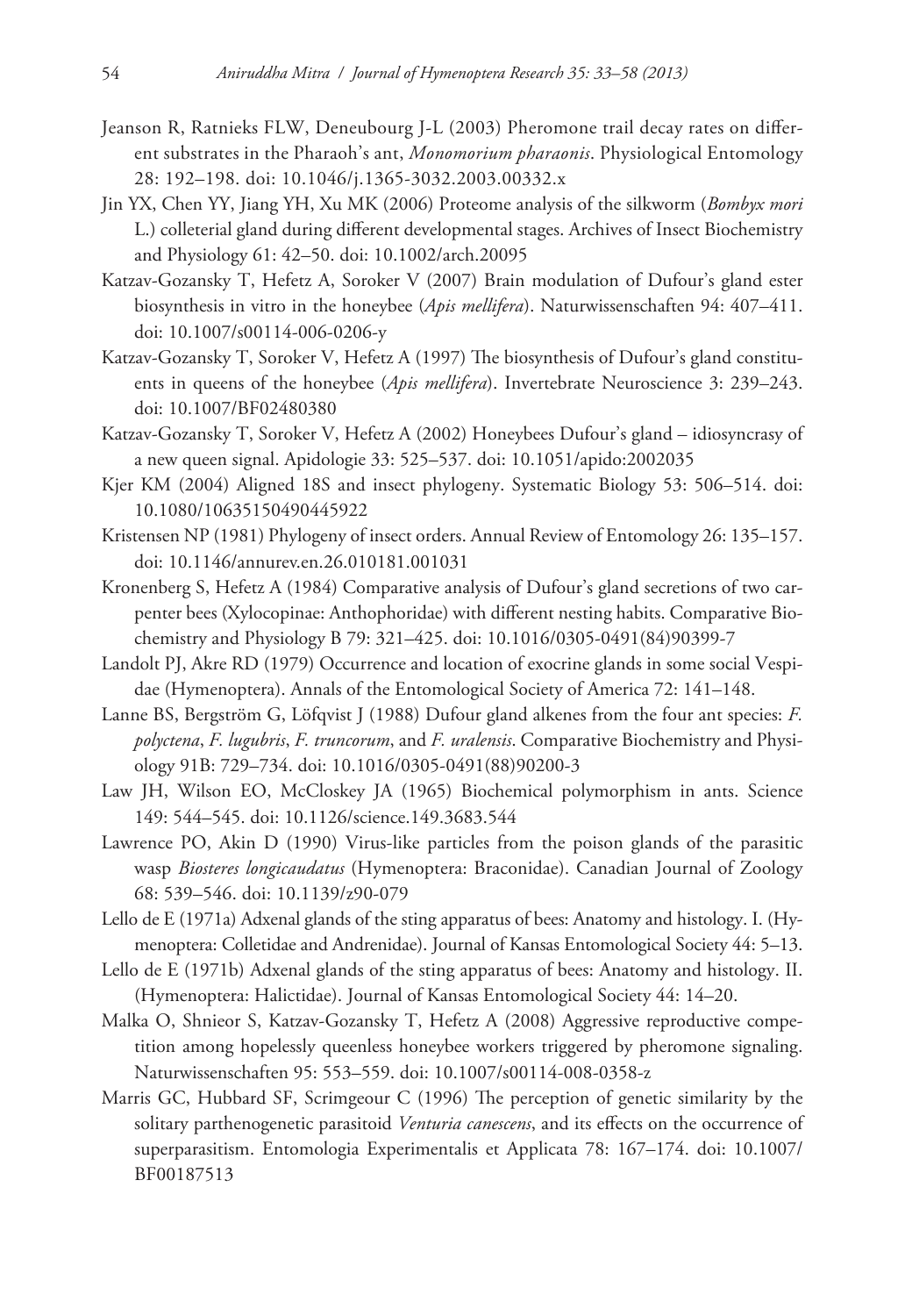Jeanson R, Ratnieks FLW, Deneubourg J-L (2003) Pheromone trail decay rates on different substrates in the Pharaoh's ant, *Monomorium pharaonis*. Physiological Entomology 28: 192–198. doi: 10.1046/j.1365-3032.2003.00332.x

Jin YX, Chen YY, Jiang YH, Xu MK (2006) Proteome analysis of the silkworm (*Bombyx mori* L.) colleterial gland during different developmental stages. Archives of Insect Biochemistry and Physiology 61: 42–50. doi: 10.1002/arch.20095

Katzav-Gozansky T, Hefetz A, Soroker V (2007) Brain modulation of Dufour's gland ester biosynthesis in vitro in the honeybee (*Apis mellifera*). Naturwissenschaften 94: 407–411. doi: 10.1007/s00114-006-0206-y

Katzav-Gozansky T, Soroker V, Hefetz A (1997) The biosynthesis of Dufour's gland constituents in queens of the honeybee (*Apis mellifera*). Invertebrate Neuroscience 3: 239–243. doi: 10.1007/BF02480380

Katzav-Gozansky T, Soroker V, Hefetz A (2002) Honeybees Dufour's gland – idiosyncrasy of a new queen signal. Apidologie 33: 525–537. doi: 10.1051/apido:2002035

Kjer KM (2004) Aligned 18S and insect phylogeny. Systematic Biology 53: 506–514. doi: 10.1080/10635150490445922

Kristensen NP (1981) Phylogeny of insect orders. Annual Review of Entomology 26: 135–157. doi: 10.1146/annurev.en.26.010181.001031

Kronenberg S, Hefetz A (1984) Comparative analysis of Dufour's gland secretions of two carpenter bees (Xylocopinae: Anthophoridae) with different nesting habits. Comparative Biochemistry and Physiology B 79: 321–425. doi: 10.1016/0305-0491(84)90399-7

Landolt PJ, Akre RD (1979) Occurrence and location of exocrine glands in some social Vespidae (Hymenoptera). Annals of the Entomological Society of America 72: 141–148.

Lanne BS, Bergström G, Löfqvist J (1988) Dufour gland alkenes from the four ant species: *F. polyctena*, *F. lugubris*, *F. truncorum*, and *F. uralensis*. Comparative Biochemistry and Physiology 91B: 729–734. doi: 10.1016/0305-0491(88)90200-3

Law JH, Wilson EO, McCloskey JA (1965) Biochemical polymorphism in ants. Science 149: 544–545. doi: 10.1126/science.149.3683.544

Lawrence PO, Akin D (1990) Virus-like particles from the poison glands of the parasitic wasp *Biosteres longicaudatus* (Hymenoptera: Braconidae). Canadian Journal of Zoology 68: 539–546. doi: 10.1139/z90-079

Lello de E (1971a) Adxenal glands of the sting apparatus of bees: Anatomy and histology. I. (Hymenoptera: Colletidae and Andrenidae). Journal of Kansas Entomological Society 44: 5–13.

Lello de E (1971b) Adxenal glands of the sting apparatus of bees: Anatomy and histology. II. (Hymenoptera: Halictidae). Journal of Kansas Entomological Society 44: 14–20.

Malka O, Shnieor S, Katzav-Gozansky T, Hefetz A (2008) Aggressive reproductive competition among hopelessly queenless honeybee workers triggered by pheromone signaling. Naturwissenschaften 95: 553–559. doi: 10.1007/s00114-008-0358-z

Marris GC, Hubbard SF, Scrimgeour C (1996) The perception of genetic similarity by the solitary parthenogenetic parasitoid *Venturia canescens*, and its effects on the occurrence of superparasitism. Entomologia Experimentalis et Applicata 78: 167–174. doi: 10.1007/BF00187513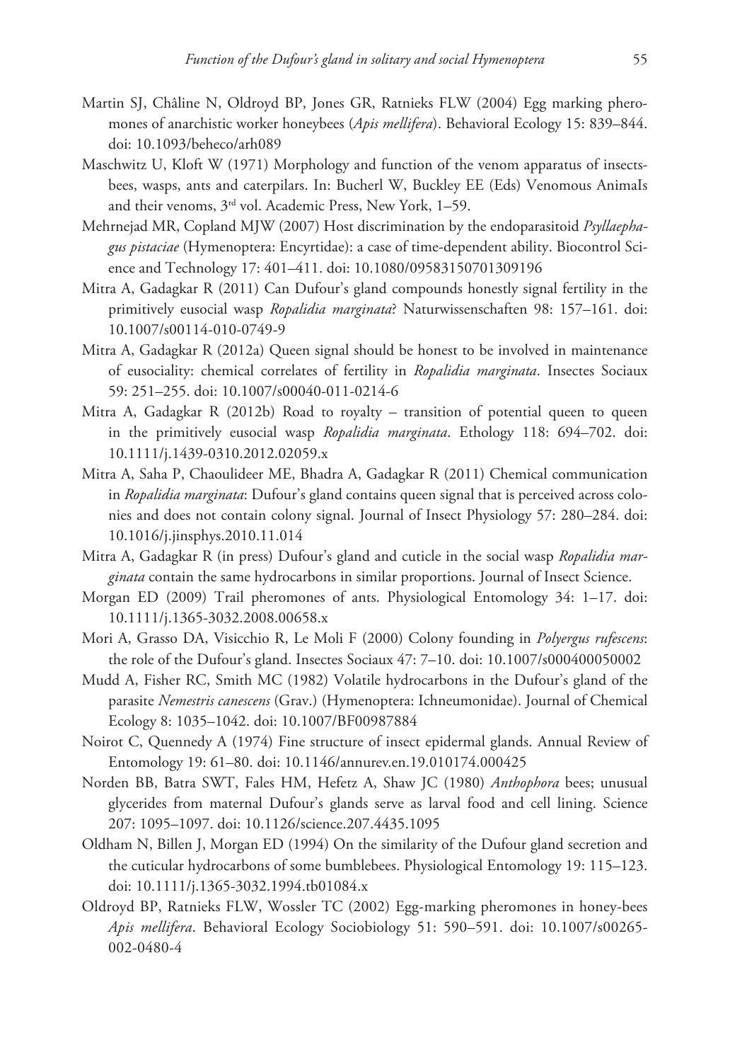Martin SJ, Châline N, Oldroyd BP, Jones GR, Ratnieks FLW (2004) Egg marking pheromones of anarchistic worker honeybees (*Apis mellifera*). Behavioral Ecology 15: 839–844. doi: 10.1093/beheco/arh089

Maschwitz U, Kloft W (1971) Morphology and function of the venom apparatus of insects-bees, wasps, ants and caterpilars. In: Bucherl W, Buckley EE (Eds) Venomous AnimaIs and their venoms, 3rd vol. Academic Press, New York, 1–59.

Mehrnejad MR, Copland MJW (2007) Host discrimination by the endoparasitoid *Psyllaephagus pistaciae* (Hymenoptera: Encyrtidae): a case of time-dependent ability. Biocontrol Science and Technology 17: 401–411. doi: 10.1080/09583150701309196

Mitra A, Gadagkar R (2011) Can Dufour's gland compounds honestly signal fertility in the primitively eusocial wasp *Ropalidia marginata*? Naturwissenschaften 98: 157–161. doi: 10.1007/s00114-010-0749-9

Mitra A, Gadagkar R (2012a) Queen signal should be honest to be involved in maintenance of eusociality: chemical correlates of fertility in *Ropalidia marginata*. Insectes Sociaux 59: 251–255. doi: 10.1007/s00040-011-0214-6

Mitra A, Gadagkar R (2012b) Road to royalty – transition of potential queen to queen in the primitively eusocial wasp *Ropalidia marginata*. Ethology 118: 694–702. doi: 10.1111/j.1439-0310.2012.02059.x

Mitra A, Saha P, Chaoulideer ME, Bhadra A, Gadagkar R (2011) Chemical communication in *Ropalidia marginata*: Dufour's gland contains queen signal that is perceived across colonies and does not contain colony signal. Journal of Insect Physiology 57: 280–284. doi: 10.1016/j.jinsphys.2010.11.014

Mitra A, Gadagkar R (in press) Dufour's gland and cuticle in the social wasp *Ropalidia marginata* contain the same hydrocarbons in similar proportions. Journal of Insect Science.

Morgan ED (2009) Trail pheromones of ants. Physiological Entomology 34: 1–17. doi: 10.1111/j.1365-3032.2008.00658.x

Mori A, Grasso DA, Visicchio R, Le Moli F (2000) Colony founding in *Polyergus rufescens*: the role of the Dufour's gland. Insectes Sociaux 47: 7–10. doi: 10.1007/s000400050002

Mudd A, Fisher RC, Smith MC (1982) Volatile hydrocarbons in the Dufour's gland of the parasite *Nemestris canescens* (Grav.) (Hymenoptera: Ichneumonidae). Journal of Chemical Ecology 8: 1035–1042. doi: 10.1007/BF00987884

Noirot C, Quennedy A (1974) Fine structure of insect epidermal glands. Annual Review of Entomology 19: 61–80. doi: 10.1146/annurev.en.19.010174.000425

Norden BB, Batra SWT, Fales HM, Hefetz A, Shaw JC (1980) *Anthophora* bees; unusual glycerides from maternal Dufour's glands serve as larval food and cell lining. Science 207: 1095–1097. doi: 10.1126/science.207.4435.1095

Oldham N, Billen J, Morgan ED (1994) On the similarity of the Dufour gland secretion and the cuticular hydrocarbons of some bumblebees. Physiological Entomology 19: 115–123. doi: 10.1111/j.1365-3032.1994.tb01084.x

Oldroyd BP, Ratnieks FLW, Wossler TC (2002) Egg-marking pheromones in honey-bees *Apis mellifera*. Behavioral Ecology Sociobiology 51: 590–591. doi: 10.1007/s00265-002-0480-4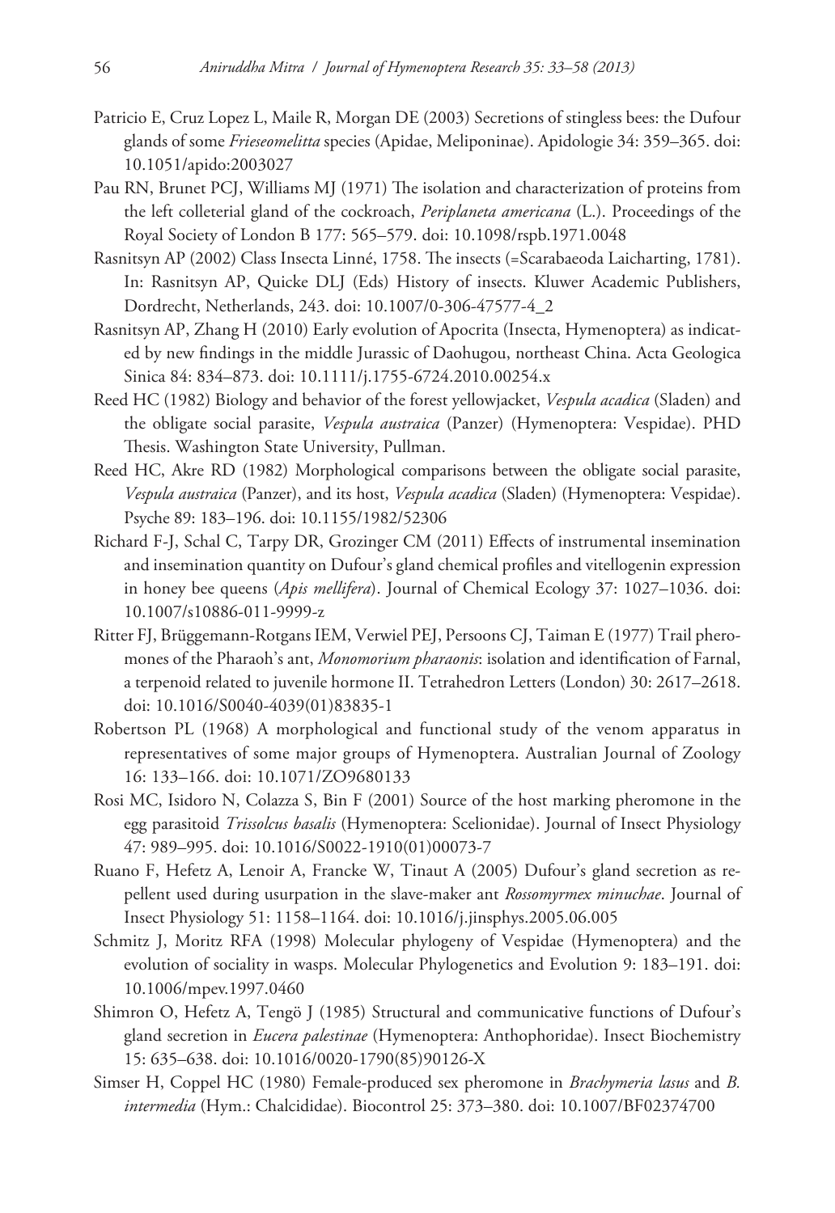Patricio E, Cruz Lopez L, Maile R, Morgan DE (2003) Secretions of stingless bees: the Dufour glands of some *Frieseomelitta* species (Apidae, Meliponinae). Apidologie 34: 359–365. doi: 10.1051/apido:2003027

Pau RN, Brunet PCJ, Williams MJ (1971) The isolation and characterization of proteins from the left colleterial gland of the cockroach, *Periplaneta americana* (L.). Proceedings of the Royal Society of London B 177: 565–579. doi: 10.1098/rspb.1971.0048

Rasnitsyn AP (2002) Class Insecta Linné, 1758. The insects (=Scarabaeoda Laicharting, 1781). In: Rasnitsyn AP, Quicke DLJ (Eds) History of insects. Kluwer Academic Publishers, Dordrecht, Netherlands, 243. doi: 10.1007/0-306-47577-4_2

Rasnitsyn AP, Zhang H (2010) Early evolution of Apocrita (Insecta, Hymenoptera) as indicated by new findings in the middle Jurassic of Daohugou, northeast China. Acta Geologica Sinica 84: 834–873. doi: 10.1111/j.1755-6724.2010.00254.x

Reed HC (1982) Biology and behavior of the forest yellowjacket, *Vespula acadica* (Sladen) and the obligate social parasite, *Vespula austraica* (Panzer) (Hymenoptera: Vespidae). PHD Thesis. Washington State University, Pullman.

Reed HC, Akre RD (1982) Morphological comparisons between the obligate social parasite, *Vespula austraica* (Panzer), and its host, *Vespula acadica* (Sladen) (Hymenoptera: Vespidae). Psyche 89: 183–196. doi: 10.1155/1982/52306

Richard F-J, Schal C, Tarpy DR, Grozinger CM (2011) Effects of instrumental insemination and insemination quantity on Dufour's gland chemical profiles and vitellogenin expression in honey bee queens (*Apis mellifera*). Journal of Chemical Ecology 37: 1027–1036. doi: 10.1007/s10886-011-9999-z

Ritter FJ, Brüggemann-Rotgans IEM, Verwiel PEJ, Persoons CJ, Taiman E (1977) Trail pheromones of the Pharaoh's ant, *Monomorium pharaonis*: isolation and identification of Farnal, a terpenoid related to juvenile hormone II. Tetrahedron Letters (London) 30: 2617–2618. doi: 10.1016/S0040-4039(01)83835-1

Robertson PL (1968) A morphological and functional study of the venom apparatus in representatives of some major groups of Hymenoptera. Australian Journal of Zoology 16: 133–166. doi: 10.1071/ZO9680133

Rosi MC, Isidoro N, Colazza S, Bin F (2001) Source of the host marking pheromone in the egg parasitoid *Trissolcus basalis* (Hymenoptera: Scelionidae). Journal of Insect Physiology 47: 989–995. doi: 10.1016/S0022-1910(01)00073-7

Ruano F, Hefetz A, Lenoir A, Francke W, Tinaut A (2005) Dufour's gland secretion as repellent used during usurpation in the slave-maker ant *Rossomyrmex minuchae*. Journal of Insect Physiology 51: 1158–1164. doi: 10.1016/j.jinsphys.2005.06.005

Schmitz J, Moritz RFA (1998) Molecular phylogeny of Vespidae (Hymenoptera) and the evolution of sociality in wasps. Molecular Phylogenetics and Evolution 9: 183–191. doi: 10.1006/mpev.1997.0460

Shimron O, Hefetz A, Tengö J (1985) Structural and communicative functions of Dufour's gland secretion in *Eucera palestinae* (Hymenoptera: Anthophoridae). Insect Biochemistry 15: 635–638. doi: 10.1016/0020-1790(85)90126-X

Simser H, Coppel HC (1980) Female-produced sex pheromone in *Brachymeria lasus* and *B. intermedia* (Hym.: Chalcididae). Biocontrol 25: 373–380. doi: 10.1007/BF02374700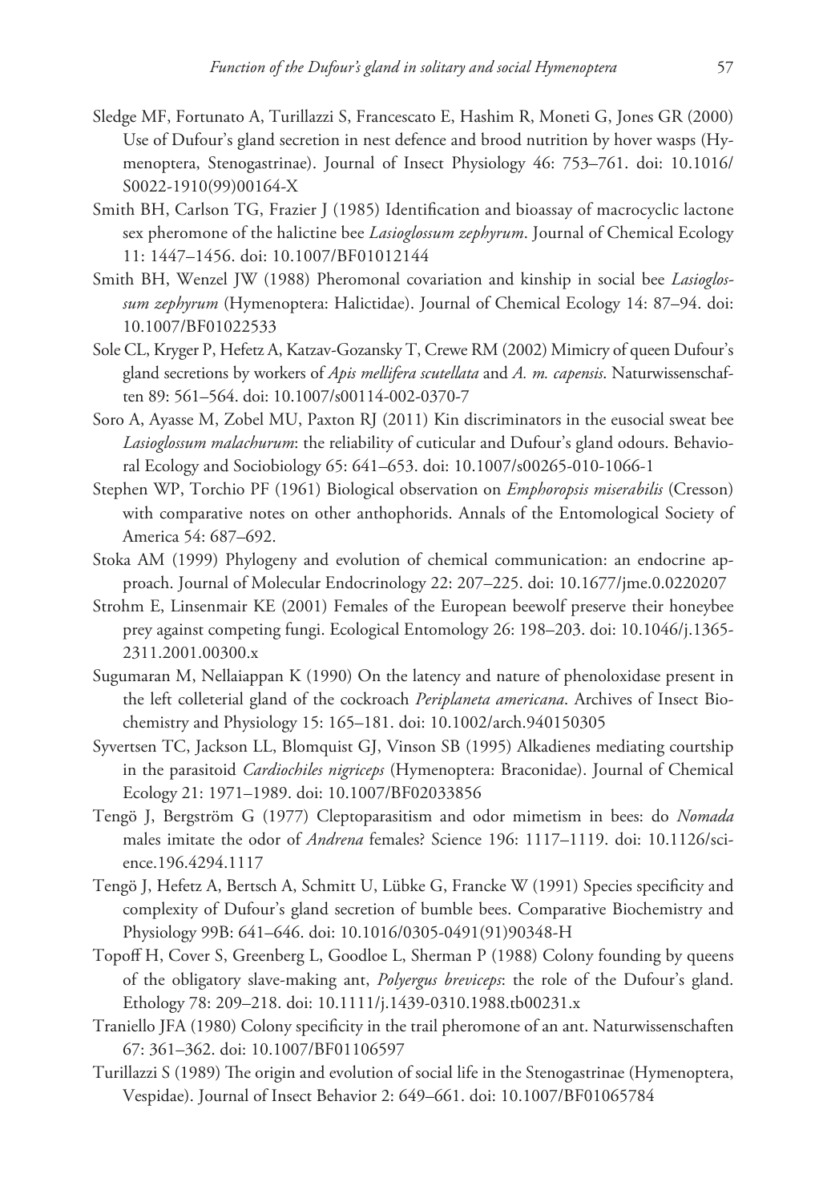Sledge MF, Fortunato A, Turillazzi S, Francescato E, Hashim R, Moneti G, Jones GR (2000) Use of Dufour's gland secretion in nest defence and brood nutrition by hover wasps (Hymenoptera, Stenogastrinae). Journal of Insect Physiology 46: 753–761. doi: 10.1016/S0022-1910(99)00164-X

Smith BH, Carlson TG, Frazier J (1985) Identification and bioassay of macrocyclic lactone sex pheromone of the halictine bee *Lasioglossum zephyrum*. Journal of Chemical Ecology 11: 1447–1456. doi: 10.1007/BF01012144

Smith BH, Wenzel JW (1988) Pheromonal covariation and kinship in social bee *Lasioglossum zephyrum* (Hymenoptera: Halictidae). Journal of Chemical Ecology 14: 87–94. doi: 10.1007/BF01022533

Sole CL, Kryger P, Hefetz A, Katzav-Gozansky T, Crewe RM (2002) Mimicry of queen Dufour's gland secretions by workers of *Apis mellifera scutellata* and *A. m. capensis*. Naturwissenschaften 89: 561–564. doi: 10.1007/s00114-002-0370-7

Soro A, Ayasse M, Zobel MU, Paxton RJ (2011) Kin discriminators in the eusocial sweat bee *Lasioglossum malachurum*: the reliability of cuticular and Dufour's gland odours. Behavioral Ecology and Sociobiology 65: 641–653. doi: 10.1007/s00265-010-1066-1

Stephen WP, Torchio PF (1961) Biological observation on *Emphoropsis miserabilis* (Cresson) with comparative notes on other anthophorids. Annals of the Entomological Society of America 54: 687–692.

Stoka AM (1999) Phylogeny and evolution of chemical communication: an endocrine approach. Journal of Molecular Endocrinology 22: 207–225. doi: 10.1677/jme.0.0220207

Strohm E, Linsenmair KE (2001) Females of the European beewolf preserve their honeybee prey against competing fungi. Ecological Entomology 26: 198–203. doi: 10.1046/j.1365-2311.2001.00300.x

Sugumaran M, Nellaiappan K (1990) On the latency and nature of phenoloxidase present in the left colleterial gland of the cockroach *Periplaneta americana*. Archives of Insect Biochemistry and Physiology 15: 165–181. doi: 10.1002/arch.940150305

Syvertsen TC, Jackson LL, Blomquist GJ, Vinson SB (1995) Alkadienes mediating courtship in the parasitoid *Cardiochiles nigriceps* (Hymenoptera: Braconidae). Journal of Chemical Ecology 21: 1971–1989. doi: 10.1007/BF02033856

Tengö J, Bergström G (1977) Cleptoparasitism and odor mimetism in bees: do *Nomada* males imitate the odor of *Andrena* females? Science 196: 1117–1119. doi: 10.1126/science.196.4294.1117

Tengö J, Hefetz A, Bertsch A, Schmitt U, Lübke G, Francke W (1991) Species specificity and complexity of Dufour's gland secretion of bumble bees. Comparative Biochemistry and Physiology 99B: 641–646. doi: 10.1016/0305-0491(91)90348-H

Topoff H, Cover S, Greenberg L, Goodloe L, Sherman P (1988) Colony founding by queens of the obligatory slave-making ant, *Polyergus breviceps*: the role of the Dufour's gland. Ethology 78: 209–218. doi: 10.1111/j.1439-0310.1988.tb00231.x

Traniello JFA (1980) Colony specificity in the trail pheromone of an ant. Naturwissenschaften 67: 361–362. doi: 10.1007/BF01106597

Turillazzi S (1989) The origin and evolution of social life in the Stenogastrinae (Hymenoptera, Vespidae). Journal of Insect Behavior 2: 649–661. doi: 10.1007/BF01065784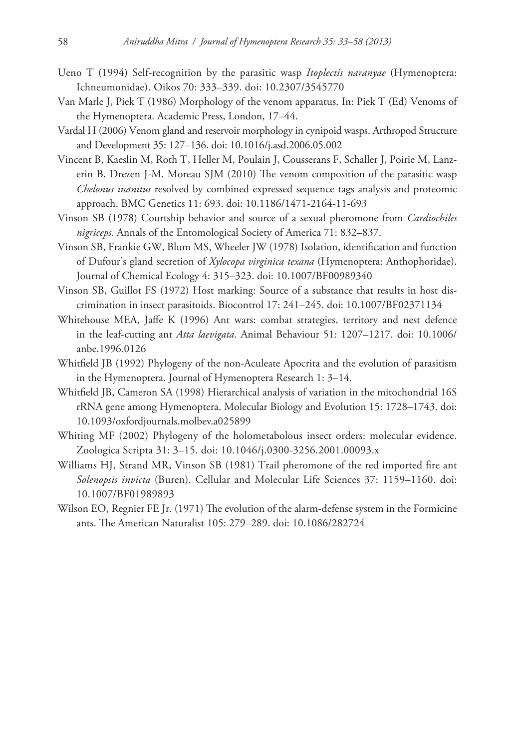Ueno T (1994) Self-recognition by the parasitic wasp *Itoplectis naranyae* (Hymenoptera: Ichneumonidae). Oikos 70: 333–339. doi: 10.2307/3545770

Van Marle J, Piek T (1986) Morphology of the venom apparatus. In: Piek T (Ed) Venoms of the Hymenoptera. Academic Press, London, 17–44.

Vardal H (2006) Venom gland and reservoir morphology in cynipoid wasps. Arthropod Structure and Development 35: 127–136. doi: 10.1016/j.asd.2006.05.002

Vincent B, Kaeslin M, Roth T, Heller M, Poulain J, Cousserans F, Schaller J, Poirie M, Lanzerin B, Drezen J-M, Moreau SJM (2010) The venom composition of the parasitic wasp *Chelonus inanitus* resolved by combined expressed sequence tags analysis and proteomic approach. BMC Genetics 11: 693. doi: 10.1186/1471-2164-11-693

Vinson SB (1978) Courtship behavior and source of a sexual pheromone from *Cardiochiles nigriceps.* Annals of the Entomological Society of America 71: 832–837.

Vinson SB, Frankie GW, Blum MS, Wheeler JW (1978) Isolation, identification and function of Dufour's gland secretion of *Xylocopa virginica texana* (Hymenoptera: Anthophoridae). Journal of Chemical Ecology 4: 315–323. doi: 10.1007/BF00989340

Vinson SB, Guillot FS (1972) Host marking: Source of a substance that results in host discrimination in insect parasitoids. Biocontrol 17: 241–245. doi: 10.1007/BF02371134

Whitehouse MEA, Jaffe K (1996) Ant wars: combat strategies, territory and nest defence in the leaf-cutting ant *Atta laevigata*. Animal Behaviour 51: 1207–1217. doi: 10.1006/anbe.1996.0126

Whitfield JB (1992) Phylogeny of the non-Aculeate Apocrita and the evolution of parasitism in the Hymenoptera. Journal of Hymenoptera Research 1: 3–14.

Whitfield JB, Cameron SA (1998) Hierarchical analysis of variation in the mitochondrial 16S rRNA gene among Hymenoptera. Molecular Biology and Evolution 15: 1728–1743. doi: 10.1093/oxfordjournals.molbev.a025899

Whiting MF (2002) Phylogeny of the holometabolous insect orders: molecular evidence. Zoologica Scripta 31: 3–15. doi: 10.1046/j.0300-3256.2001.00093.x

Williams HJ, Strand MR, Vinson SB (1981) Trail pheromone of the red imported fire ant *Solenopsis invicta* (Buren). Cellular and Molecular Life Sciences 37: 1159–1160. doi: 10.1007/BF01989893

Wilson EO, Regnier FE Jr. (1971) The evolution of the alarm-defense system in the Formicine ants. The American Naturalist 105: 279–289. doi: 10.1086/282724